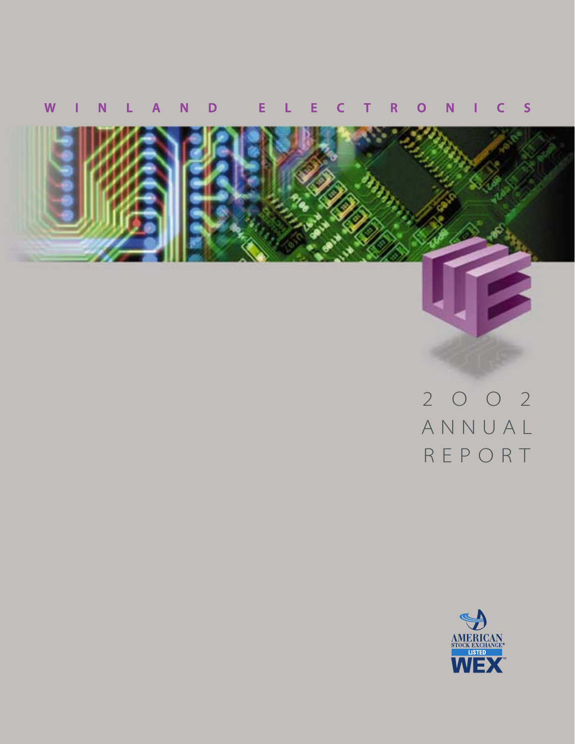# WINLAND ELECTRONICS

# 2002 ANNUAL REPORT

AMERICAN STOCK EXCHANGE® LISTED WEX™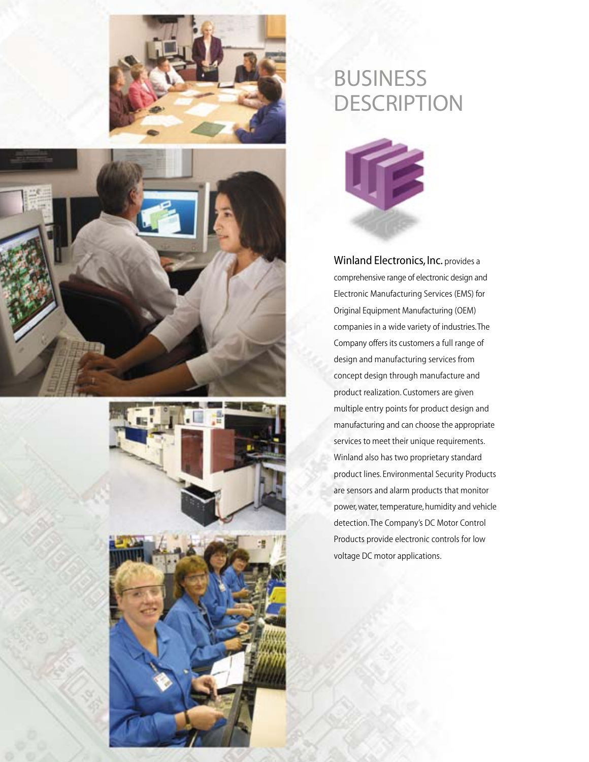# BUSINESS DESCRIPTION

**Winland Electronics, Inc.** provides a comprehensive range of electronic design and Electronic Manufacturing Services (EMS) for Original Equipment Manufacturing (OEM) companies in a wide variety of industries. The Company offers its customers a full range of design and manufacturing services from concept design through manufacture and product realization. Customers are given multiple entry points for product design and manufacturing and can choose the appropriate services to meet their unique requirements. Winland also has two proprietary standard product lines. Environmental Security Products are sensors and alarm products that monitor power, water, temperature, humidity and vehicle detection. The Company's DC Motor Control Products provide electronic controls for low voltage DC motor applications.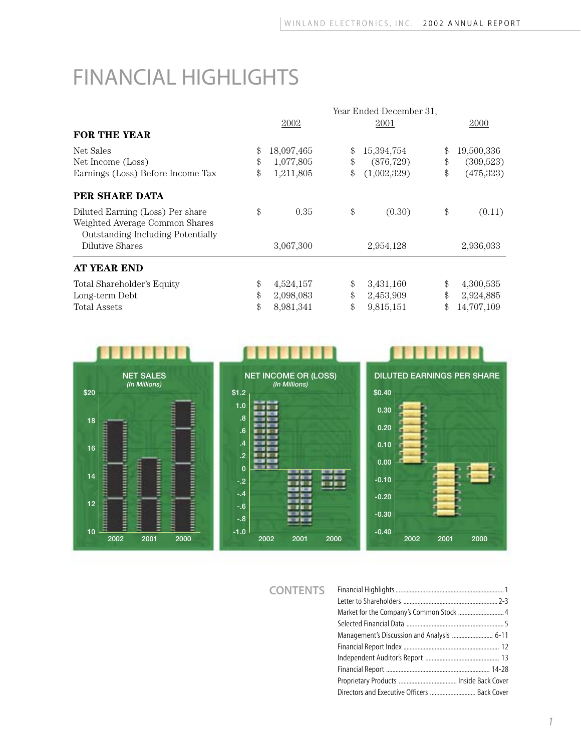# FINANCIAL HIGHLIGHTS

| | Year Ended December 31, | | |
|---|---|---|---|
| | 2002 | 2001 | 2000 |
| **FOR THE YEAR** | | | |
| Net Sales | $ 18,097,465 | $ 15,394,754 | $ 19,500,336 |
| Net Income (Loss) | $ 1,077,805 | $ (876,729) | $ (309,523) |
| Earnings (Loss) Before Income Tax | $ 1,211,805 | $ (1,002,329) | $ (475,323) |
| **PER SHARE DATA** | | | |
| Diluted Earning (Loss) Per share | $ 0.35 | $ (0.30) | $ (0.11) |
| Weighted Average Common Shares Outstanding Including Potentially Dilutive Shares | 3,067,300 | 2,954,128 | 2,936,033 |
| **AT YEAR END** | | | |
| Total Shareholder's Equity | $ 4,524,157 | $ 3,431,160 | $ 4,300,535 |
| Long-term Debt | $ 2,098,083 | $ 2,453,909 | $ 2,924,885 |
| Total Assets | $ 8,981,341 | $ 9,815,151 | $ 14,707,109 |

NET SALES *(In Millions)*

NET INCOME OR (LOSS) *(In Millions)*

DILUTED EARNINGS PER SHARE

**CONTENTS**

- Financial Highlights ..... 1
- Letter to Shareholders ..... 2-3
- Market for the Company's Common Stock ..... 4
- Selected Financial Data ..... 5
- Management's Discussion and Analysis ..... 6-11
- Financial Report Index ..... 12
- Independent Auditor's Report ..... 13
- Financial Report ..... 14-28
- Proprietary Products ..... Inside Back Cover
- Directors and Executive Officers ..... Back Cover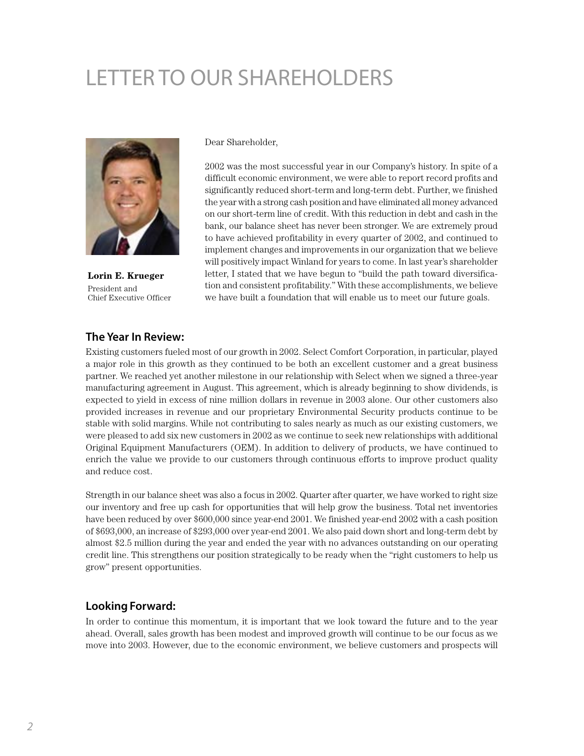# LETTER TO OUR SHAREHOLDERS

**Lorin E. Krueger**
President and
Chief Executive Officer

Dear Shareholder,

2002 was the most successful year in our Company's history. In spite of a difficult economic environment, we were able to report record profits and significantly reduced short-term and long-term debt. Further, we finished the year with a strong cash position and have eliminated all money advanced on our short-term line of credit. With this reduction in debt and cash in the bank, our balance sheet has never been stronger. We are extremely proud to have achieved profitability in every quarter of 2002, and continued to implement changes and improvements in our organization that we believe will positively impact Winland for years to come. In last year's shareholder letter, I stated that we have begun to "build the path toward diversification and consistent profitability." With these accomplishments, we believe we have built a foundation that will enable us to meet our future goals.

## The Year In Review:

Existing customers fueled most of our growth in 2002. Select Comfort Corporation, in particular, played a major role in this growth as they continued to be both an excellent customer and a great business partner. We reached yet another milestone in our relationship with Select when we signed a three-year manufacturing agreement in August. This agreement, which is already beginning to show dividends, is expected to yield in excess of nine million dollars in revenue in 2003 alone. Our other customers also provided increases in revenue and our proprietary Environmental Security products continue to be stable with solid margins. While not contributing to sales nearly as much as our existing customers, we were pleased to add six new customers in 2002 as we continue to seek new relationships with additional Original Equipment Manufacturers (OEM). In addition to delivery of products, we have continued to enrich the value we provide to our customers through continuous efforts to improve product quality and reduce cost.

Strength in our balance sheet was also a focus in 2002. Quarter after quarter, we have worked to right size our inventory and free up cash for opportunities that will help grow the business. Total net inventories have been reduced by over $600,000 since year-end 2001. We finished year-end 2002 with a cash position of $693,000, an increase of $293,000 over year-end 2001. We also paid down short and long-term debt by almost $2.5 million during the year and ended the year with no advances outstanding on our operating credit line. This strengthens our position strategically to be ready when the "right customers to help us grow" present opportunities.

## Looking Forward:

In order to continue this momentum, it is important that we look toward the future and to the year ahead. Overall, sales growth has been modest and improved growth will continue to be our focus as we move into 2003. However, due to the economic environment, we believe customers and prospects will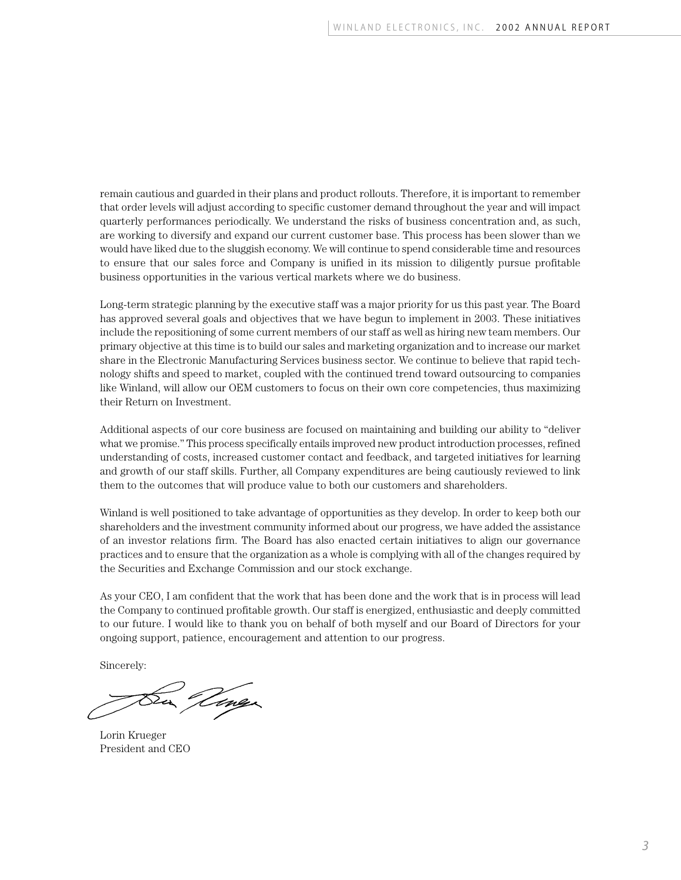remain cautious and guarded in their plans and product rollouts. Therefore, it is important to remember that order levels will adjust according to specific customer demand throughout the year and will impact quarterly performances periodically. We understand the risks of business concentration and, as such, are working to diversify and expand our current customer base. This process has been slower than we would have liked due to the sluggish economy. We will continue to spend considerable time and resources to ensure that our sales force and Company is unified in its mission to diligently pursue profitable business opportunities in the various vertical markets where we do business.

Long-term strategic planning by the executive staff was a major priority for us this past year. The Board has approved several goals and objectives that we have begun to implement in 2003. These initiatives include the repositioning of some current members of our staff as well as hiring new team members. Our primary objective at this time is to build our sales and marketing organization and to increase our market share in the Electronic Manufacturing Services business sector. We continue to believe that rapid technology shifts and speed to market, coupled with the continued trend toward outsourcing to companies like Winland, will allow our OEM customers to focus on their own core competencies, thus maximizing their Return on Investment.

Additional aspects of our core business are focused on maintaining and building our ability to "deliver what we promise." This process specifically entails improved new product introduction processes, refined understanding of costs, increased customer contact and feedback, and targeted initiatives for learning and growth of our staff skills. Further, all Company expenditures are being cautiously reviewed to link them to the outcomes that will produce value to both our customers and shareholders.

Winland is well positioned to take advantage of opportunities as they develop. In order to keep both our shareholders and the investment community informed about our progress, we have added the assistance of an investor relations firm. The Board has also enacted certain initiatives to align our governance practices and to ensure that the organization as a whole is complying with all of the changes required by the Securities and Exchange Commission and our stock exchange.

As your CEO, I am confident that the work that has been done and the work that is in process will lead the Company to continued profitable growth. Our staff is energized, enthusiastic and deeply committed to our future. I would like to thank you on behalf of both myself and our Board of Directors for your ongoing support, patience, encouragement and attention to our progress.

Sincerely:

Lorin Krueger
President and CEO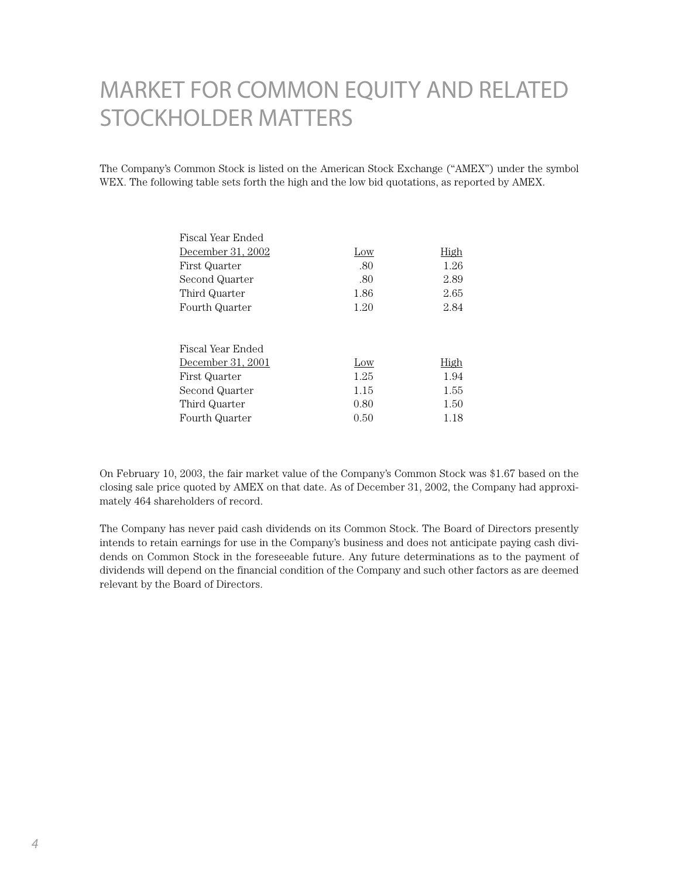# MARKET FOR COMMON EQUITY AND RELATED STOCKHOLDER MATTERS

The Company's Common Stock is listed on the American Stock Exchange ("AMEX") under the symbol WEX. The following table sets forth the high and the low bid quotations, as reported by AMEX.

| Fiscal Year Ended December 31, 2002 | Low | High |
|---|---|---|
| First Quarter | .80 | 1.26 |
| Second Quarter | .80 | 2.89 |
| Third Quarter | 1.86 | 2.65 |
| Fourth Quarter | 1.20 | 2.84 |

| Fiscal Year Ended December 31, 2001 | Low | High |
|---|---|---|
| First Quarter | 1.25 | 1.94 |
| Second Quarter | 1.15 | 1.55 |
| Third Quarter | 0.80 | 1.50 |
| Fourth Quarter | 0.50 | 1.18 |

On February 10, 2003, the fair market value of the Company's Common Stock was $1.67 based on the closing sale price quoted by AMEX on that date. As of December 31, 2002, the Company had approximately 464 shareholders of record.

The Company has never paid cash dividends on its Common Stock. The Board of Directors presently intends to retain earnings for use in the Company's business and does not anticipate paying cash dividends on Common Stock in the foreseeable future. Any future determinations as to the payment of dividends will depend on the financial condition of the Company and such other factors as are deemed relevant by the Board of Directors.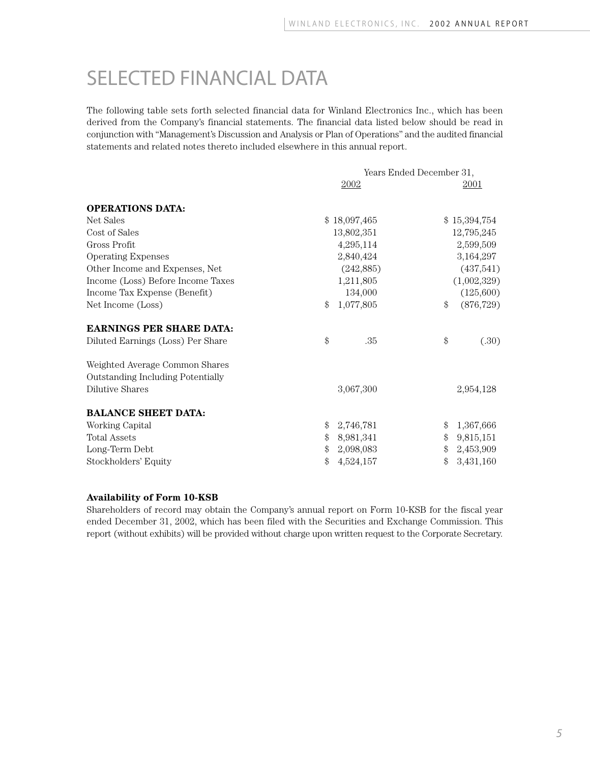# SELECTED FINANCIAL DATA

The following table sets forth selected financial data for Winland Electronics Inc., which has been derived from the Company's financial statements. The financial data listed below should be read in conjunction with "Management's Discussion and Analysis or Plan of Operations" and the audited financial statements and related notes thereto included elsewhere in this annual report.

| | Years Ended December 31, | |
|---|---|---|
| | 2002 | 2001 |
| **OPERATIONS DATA:** | | |
| Net Sales | $ 18,097,465 | $ 15,394,754 |
| Cost of Sales | 13,802,351 | 12,795,245 |
| Gross Profit | 4,295,114 | 2,599,509 |
| Operating Expenses | 2,840,424 | 3,164,297 |
| Other Income and Expenses, Net | (242,885) | (437,541) |
| Income (Loss) Before Income Taxes | 1,211,805 | (1,002,329) |
| Income Tax Expense (Benefit) | 134,000 | (125,600) |
| Net Income (Loss) | $ 1,077,805 | $ (876,729) |
| **EARNINGS PER SHARE DATA:** | | |
| Diluted Earnings (Loss) Per Share | $ .35 | $ (.30) |
| Weighted Average Common Shares Outstanding Including Potentially Dilutive Shares | 3,067,300 | 2,954,128 |
| **BALANCE SHEET DATA:** | | |
| Working Capital | $ 2,746,781 | $ 1,367,666 |
| Total Assets | $ 8,981,341 | $ 9,815,151 |
| Long-Term Debt | $ 2,098,083 | $ 2,453,909 |
| Stockholders' Equity | $ 4,524,157 | $ 3,431,160 |

**Availability of Form 10-KSB**

Shareholders of record may obtain the Company's annual report on Form 10-KSB for the fiscal year ended December 31, 2002, which has been filed with the Securities and Exchange Commission. This report (without exhibits) will be provided without charge upon written request to the Corporate Secretary.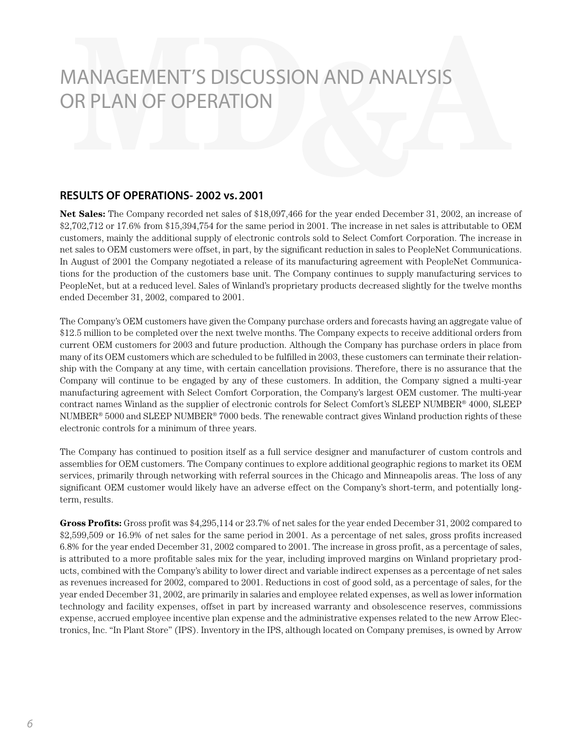# MANAGEMENT'S DISCUSSION AND ANALYSIS OR PLAN OF OPERATION

## RESULTS OF OPERATIONS- 2002 vs. 2001

**Net Sales:** The Company recorded net sales of $18,097,466 for the year ended December 31, 2002, an increase of $2,702,712 or 17.6% from $15,394,754 for the same period in 2001. The increase in net sales is attributable to OEM customers, mainly the additional supply of electronic controls sold to Select Comfort Corporation. The increase in net sales to OEM customers were offset, in part, by the significant reduction in sales to PeopleNet Communications. In August of 2001 the Company negotiated a release of its manufacturing agreement with PeopleNet Communications for the production of the customers base unit. The Company continues to supply manufacturing services to PeopleNet, but at a reduced level. Sales of Winland's proprietary products decreased slightly for the twelve months ended December 31, 2002, compared to 2001.

The Company's OEM customers have given the Company purchase orders and forecasts having an aggregate value of $12.5 million to be completed over the next twelve months. The Company expects to receive additional orders from current OEM customers for 2003 and future production. Although the Company has purchase orders in place from many of its OEM customers which are scheduled to be fulfilled in 2003, these customers can terminate their relationship with the Company at any time, with certain cancellation provisions. Therefore, there is no assurance that the Company will continue to be engaged by any of these customers. In addition, the Company signed a multi-year manufacturing agreement with Select Comfort Corporation, the Company's largest OEM customer. The multi-year contract names Winland as the supplier of electronic controls for Select Comfort's SLEEP NUMBER® 4000, SLEEP NUMBER® 5000 and SLEEP NUMBER® 7000 beds. The renewable contract gives Winland production rights of these electronic controls for a minimum of three years.

The Company has continued to position itself as a full service designer and manufacturer of custom controls and assemblies for OEM customers. The Company continues to explore additional geographic regions to market its OEM services, primarily through networking with referral sources in the Chicago and Minneapolis areas. The loss of any significant OEM customer would likely have an adverse effect on the Company's short-term, and potentially long-term, results.

**Gross Profits:** Gross profit was $4,295,114 or 23.7% of net sales for the year ended December 31, 2002 compared to $2,599,509 or 16.9% of net sales for the same period in 2001. As a percentage of net sales, gross profits increased 6.8% for the year ended December 31, 2002 compared to 2001. The increase in gross profit, as a percentage of sales, is attributed to a more profitable sales mix for the year, including improved margins on Winland proprietary products, combined with the Company's ability to lower direct and variable indirect expenses as a percentage of net sales as revenues increased for 2002, compared to 2001. Reductions in cost of good sold, as a percentage of sales, for the year ended December 31, 2002, are primarily in salaries and employee related expenses, as well as lower information technology and facility expenses, offset in part by increased warranty and obsolescence reserves, commissions expense, accrued employee incentive plan expense and the administrative expenses related to the new Arrow Electronics, Inc. "In Plant Store" (IPS). Inventory in the IPS, although located on Company premises, is owned by Arrow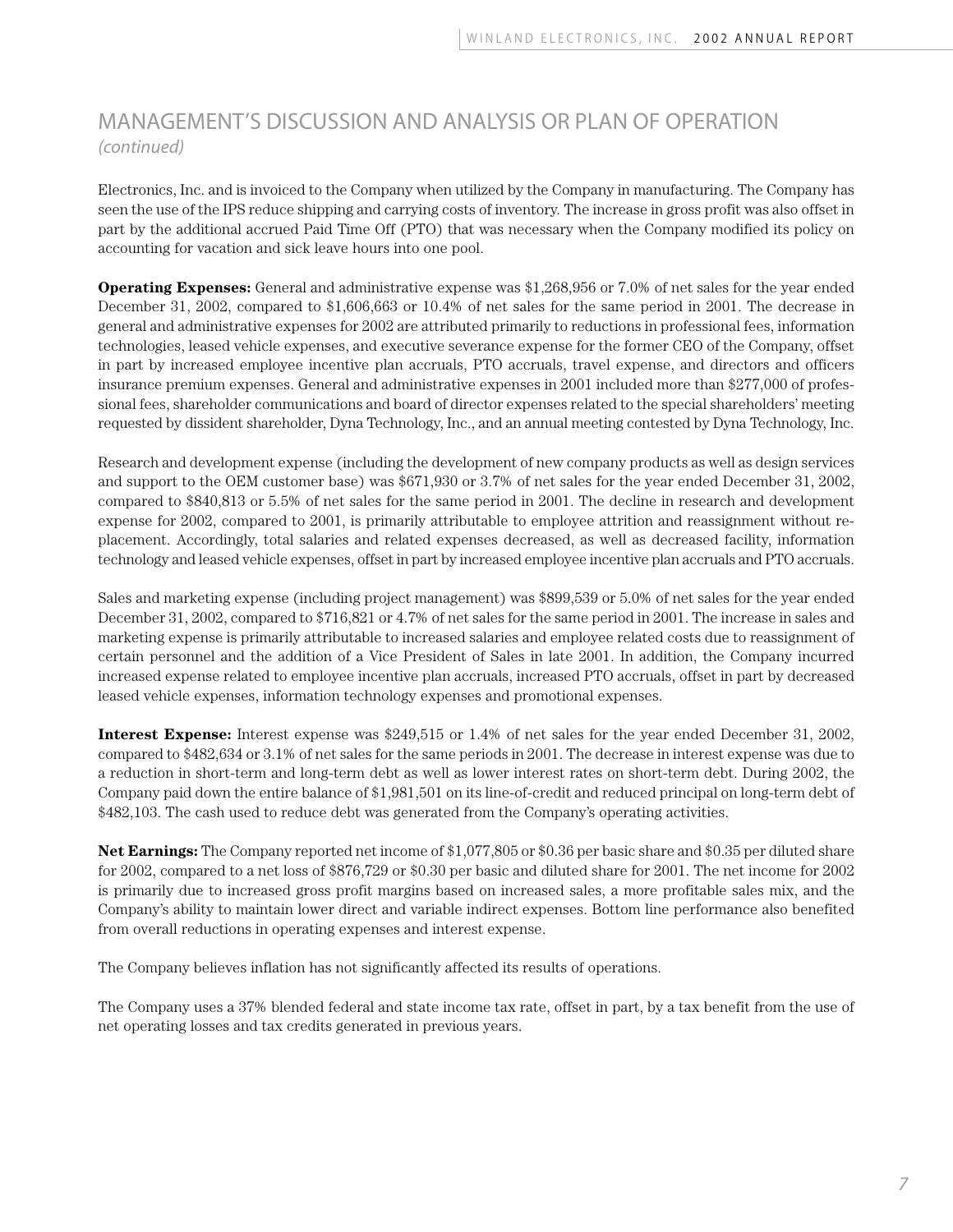## MANAGEMENT'S DISCUSSION AND ANALYSIS OR PLAN OF OPERATION
*(continued)*

Electronics, Inc. and is invoiced to the Company when utilized by the Company in manufacturing. The Company has seen the use of the IPS reduce shipping and carrying costs of inventory. The increase in gross profit was also offset in part by the additional accrued Paid Time Off (PTO) that was necessary when the Company modified its policy on accounting for vacation and sick leave hours into one pool.

**Operating Expenses:** General and administrative expense was $1,268,956 or 7.0% of net sales for the year ended December 31, 2002, compared to $1,606,663 or 10.4% of net sales for the same period in 2001. The decrease in general and administrative expenses for 2002 are attributed primarily to reductions in professional fees, information technologies, leased vehicle expenses, and executive severance expense for the former CEO of the Company, offset in part by increased employee incentive plan accruals, PTO accruals, travel expense, and directors and officers insurance premium expenses. General and administrative expenses in 2001 included more than $277,000 of professional fees, shareholder communications and board of director expenses related to the special shareholders' meeting requested by dissident shareholder, Dyna Technology, Inc., and an annual meeting contested by Dyna Technology, Inc.

Research and development expense (including the development of new company products as well as design services and support to the OEM customer base) was $671,930 or 3.7% of net sales for the year ended December 31, 2002, compared to $840,813 or 5.5% of net sales for the same period in 2001. The decline in research and development expense for 2002, compared to 2001, is primarily attributable to employee attrition and reassignment without replacement. Accordingly, total salaries and related expenses decreased, as well as decreased facility, information technology and leased vehicle expenses, offset in part by increased employee incentive plan accruals and PTO accruals.

Sales and marketing expense (including project management) was $899,539 or 5.0% of net sales for the year ended December 31, 2002, compared to $716,821 or 4.7% of net sales for the same period in 2001. The increase in sales and marketing expense is primarily attributable to increased salaries and employee related costs due to reassignment of certain personnel and the addition of a Vice President of Sales in late 2001. In addition, the Company incurred increased expense related to employee incentive plan accruals, increased PTO accruals, offset in part by decreased leased vehicle expenses, information technology expenses and promotional expenses.

**Interest Expense:** Interest expense was $249,515 or 1.4% of net sales for the year ended December 31, 2002, compared to $482,634 or 3.1% of net sales for the same periods in 2001. The decrease in interest expense was due to a reduction in short-term and long-term debt as well as lower interest rates on short-term debt. During 2002, the Company paid down the entire balance of $1,981,501 on its line-of-credit and reduced principal on long-term debt of $482,103. The cash used to reduce debt was generated from the Company's operating activities.

**Net Earnings:** The Company reported net income of $1,077,805 or $0.36 per basic share and $0.35 per diluted share for 2002, compared to a net loss of $876,729 or $0.30 per basic and diluted share for 2001. The net income for 2002 is primarily due to increased gross profit margins based on increased sales, a more profitable sales mix, and the Company's ability to maintain lower direct and variable indirect expenses. Bottom line performance also benefited from overall reductions in operating expenses and interest expense.

The Company believes inflation has not significantly affected its results of operations.

The Company uses a 37% blended federal and state income tax rate, offset in part, by a tax benefit from the use of net operating losses and tax credits generated in previous years.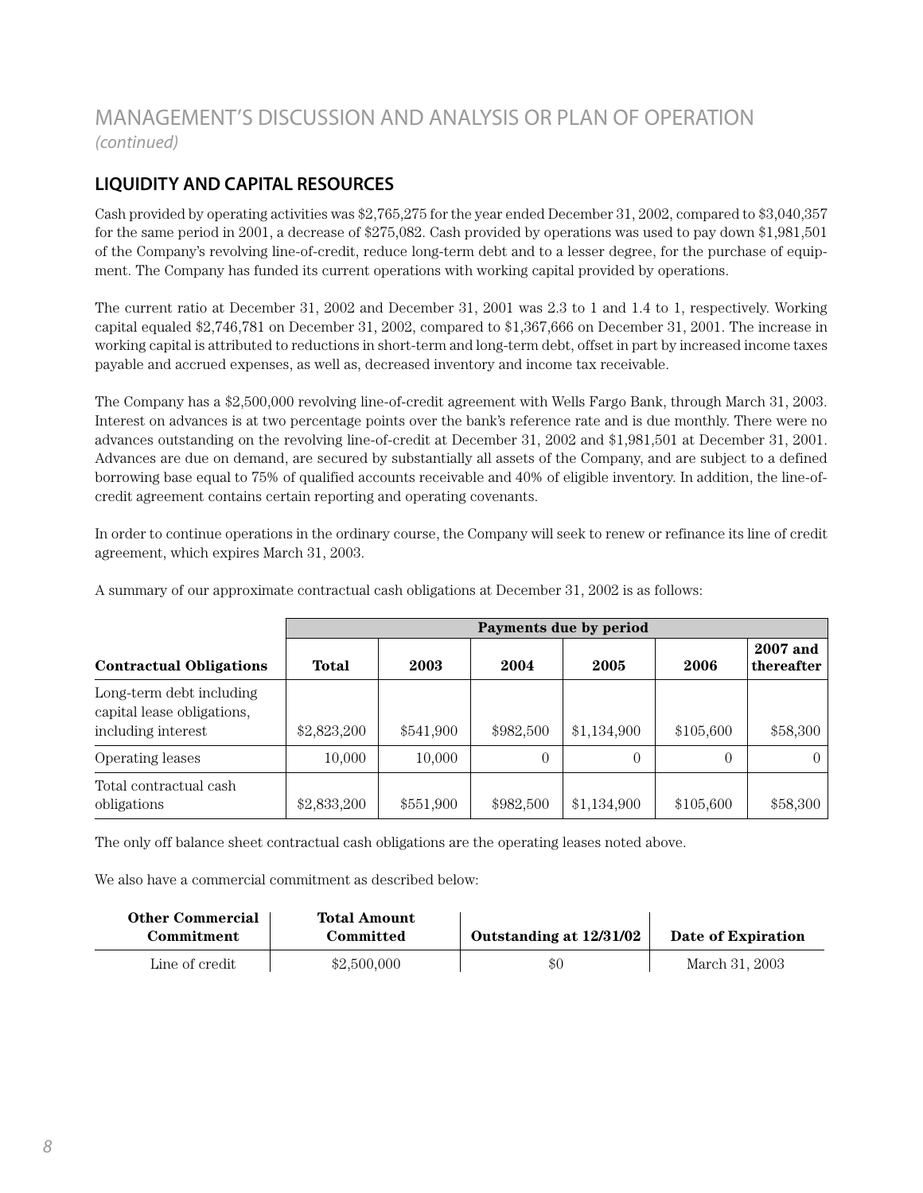# MANAGEMENT'S DISCUSSION AND ANALYSIS OR PLAN OF OPERATION

*(continued)*

## LIQUIDITY AND CAPITAL RESOURCES

Cash provided by operating activities was $2,765,275 for the year ended December 31, 2002, compared to $3,040,357 for the same period in 2001, a decrease of $275,082. Cash provided by operations was used to pay down $1,981,501 of the Company's revolving line-of-credit, reduce long-term debt and to a lesser degree, for the purchase of equipment. The Company has funded its current operations with working capital provided by operations.

The current ratio at December 31, 2002 and December 31, 2001 was 2.3 to 1 and 1.4 to 1, respectively. Working capital equaled $2,746,781 on December 31, 2002, compared to $1,367,666 on December 31, 2001. The increase in working capital is attributed to reductions in short-term and long-term debt, offset in part by increased income taxes payable and accrued expenses, as well as, decreased inventory and income tax receivable.

The Company has a $2,500,000 revolving line-of-credit agreement with Wells Fargo Bank, through March 31, 2003. Interest on advances is at two percentage points over the bank's reference rate and is due monthly. There were no advances outstanding on the revolving line-of-credit at December 31, 2002 and $1,981,501 at December 31, 2001. Advances are due on demand, are secured by substantially all assets of the Company, and are subject to a defined borrowing base equal to 75% of qualified accounts receivable and 40% of eligible inventory. In addition, the line-of-credit agreement contains certain reporting and operating covenants.

In order to continue operations in the ordinary course, the Company will seek to renew or refinance its line of credit agreement, which expires March 31, 2003.

A summary of our approximate contractual cash obligations at December 31, 2002 is as follows:

| | Payments due by period | | | | | |
|---|---|---|---|---|---|---|
| **Contractual Obligations** | **Total** | **2003** | **2004** | **2005** | **2006** | **2007 and thereafter** |
| Long-term debt including capital lease obligations, including interest | $2,823,200 | $541,900 | $982,500 | $1,134,900 | $105,600 | $58,300 |
| Operating leases | 10,000 | 10,000 | 0 | 0 | 0 | 0 |
| Total contractual cash obligations | $2,833,200 | $551,900 | $982,500 | $1,134,900 | $105,600 | $58,300 |

The only off balance sheet contractual cash obligations are the operating leases noted above.

We also have a commercial commitment as described below:

| Other Commercial Commitment | Total Amount Committed | Outstanding at 12/31/02 | Date of Expiration |
|---|---|---|---|
| Line of credit | $2,500,000 | $0 | March 31, 2003 |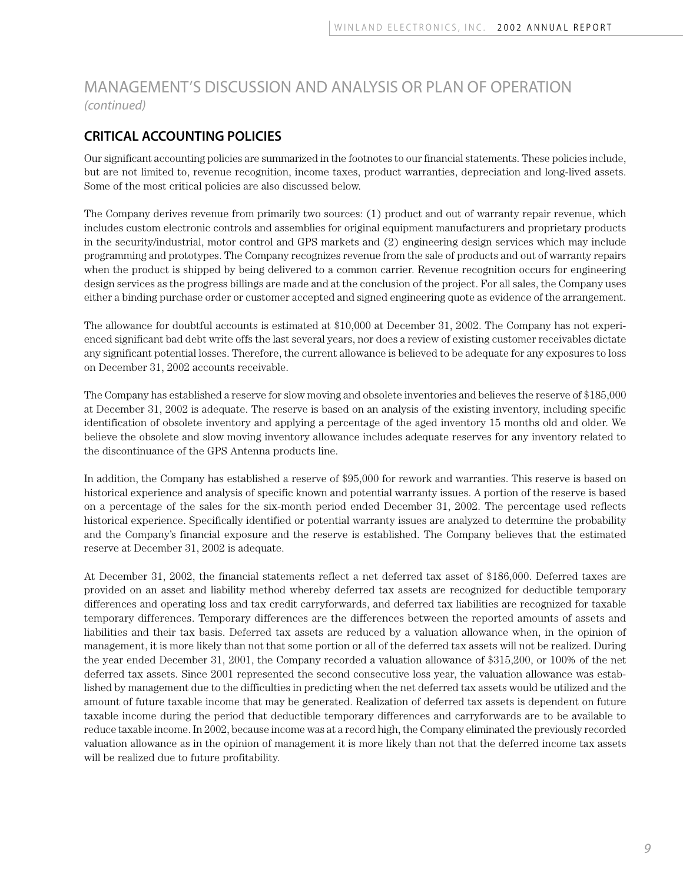# MANAGEMENT'S DISCUSSION AND ANALYSIS OR PLAN OF OPERATION

*(continued)*

## CRITICAL ACCOUNTING POLICIES

Our significant accounting policies are summarized in the footnotes to our financial statements. These policies include, but are not limited to, revenue recognition, income taxes, product warranties, depreciation and long-lived assets. Some of the most critical policies are also discussed below.

The Company derives revenue from primarily two sources: (1) product and out of warranty repair revenue, which includes custom electronic controls and assemblies for original equipment manufacturers and proprietary products in the security/industrial, motor control and GPS markets and (2) engineering design services which may include programming and prototypes. The Company recognizes revenue from the sale of products and out of warranty repairs when the product is shipped by being delivered to a common carrier. Revenue recognition occurs for engineering design services as the progress billings are made and at the conclusion of the project. For all sales, the Company uses either a binding purchase order or customer accepted and signed engineering quote as evidence of the arrangement.

The allowance for doubtful accounts is estimated at $10,000 at December 31, 2002. The Company has not experienced significant bad debt write offs the last several years, nor does a review of existing customer receivables dictate any significant potential losses. Therefore, the current allowance is believed to be adequate for any exposures to loss on December 31, 2002 accounts receivable.

The Company has established a reserve for slow moving and obsolete inventories and believes the reserve of $185,000 at December 31, 2002 is adequate. The reserve is based on an analysis of the existing inventory, including specific identification of obsolete inventory and applying a percentage of the aged inventory 15 months old and older. We believe the obsolete and slow moving inventory allowance includes adequate reserves for any inventory related to the discontinuance of the GPS Antenna products line.

In addition, the Company has established a reserve of $95,000 for rework and warranties. This reserve is based on historical experience and analysis of specific known and potential warranty issues. A portion of the reserve is based on a percentage of the sales for the six-month period ended December 31, 2002. The percentage used reflects historical experience. Specifically identified or potential warranty issues are analyzed to determine the probability and the Company's financial exposure and the reserve is established. The Company believes that the estimated reserve at December 31, 2002 is adequate.

At December 31, 2002, the financial statements reflect a net deferred tax asset of $186,000. Deferred taxes are provided on an asset and liability method whereby deferred tax assets are recognized for deductible temporary differences and operating loss and tax credit carryforwards, and deferred tax liabilities are recognized for taxable temporary differences. Temporary differences are the differences between the reported amounts of assets and liabilities and their tax basis. Deferred tax assets are reduced by a valuation allowance when, in the opinion of management, it is more likely than not that some portion or all of the deferred tax assets will not be realized. During the year ended December 31, 2001, the Company recorded a valuation allowance of $315,200, or 100% of the net deferred tax assets. Since 2001 represented the second consecutive loss year, the valuation allowance was established by management due to the difficulties in predicting when the net deferred tax assets would be utilized and the amount of future taxable income that may be generated. Realization of deferred tax assets is dependent on future taxable income during the period that deductible temporary differences and carryforwards are to be available to reduce taxable income. In 2002, because income was at a record high, the Company eliminated the previously recorded valuation allowance as in the opinion of management it is more likely than not that the deferred income tax assets will be realized due to future profitability.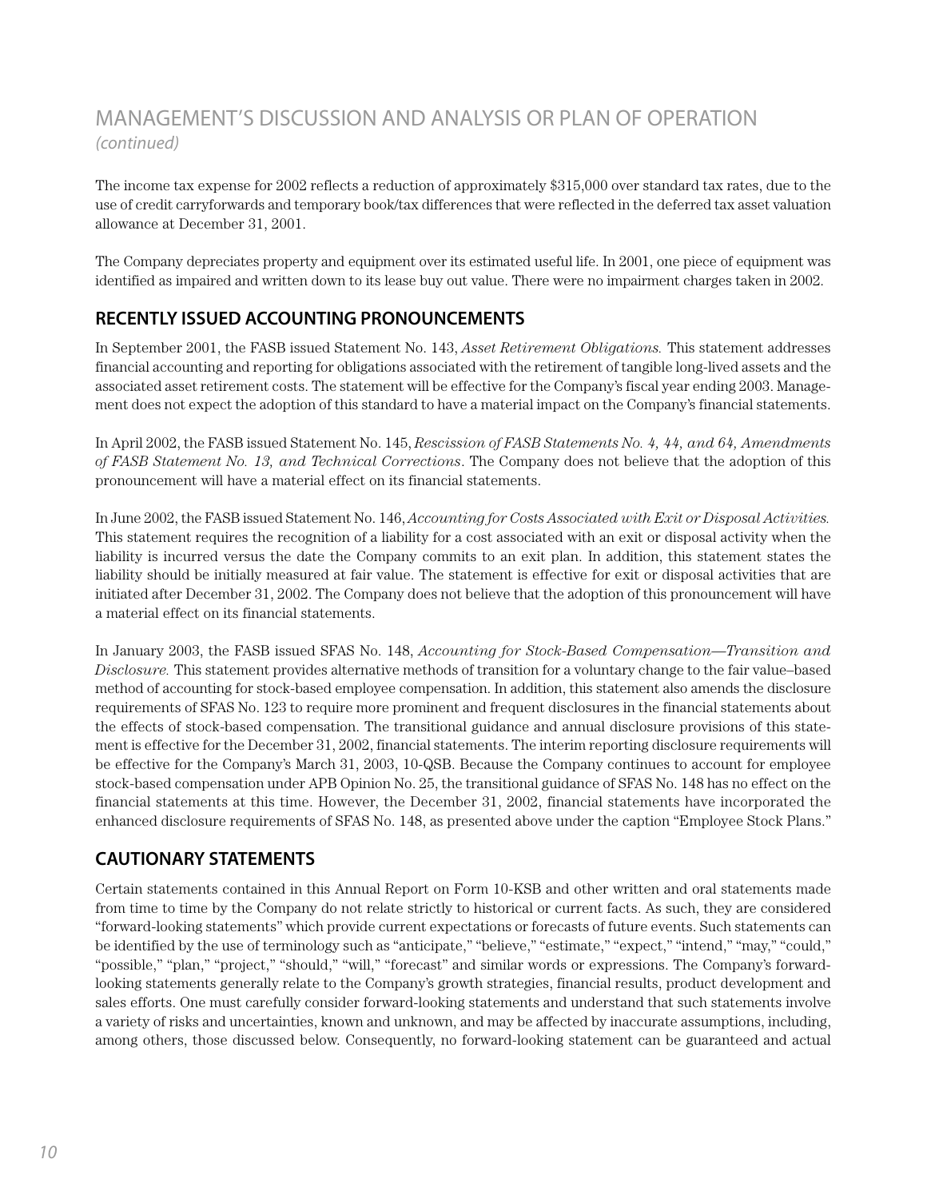# MANAGEMENT'S DISCUSSION AND ANALYSIS OR PLAN OF OPERATION
*(continued)*

The income tax expense for 2002 reflects a reduction of approximately $315,000 over standard tax rates, due to the use of credit carryforwards and temporary book/tax differences that were reflected in the deferred tax asset valuation allowance at December 31, 2001.

The Company depreciates property and equipment over its estimated useful life. In 2001, one piece of equipment was identified as impaired and written down to its lease buy out value. There were no impairment charges taken in 2002.

## RECENTLY ISSUED ACCOUNTING PRONOUNCEMENTS

In September 2001, the FASB issued Statement No. 143, *Asset Retirement Obligations.* This statement addresses financial accounting and reporting for obligations associated with the retirement of tangible long-lived assets and the associated asset retirement costs. The statement will be effective for the Company's fiscal year ending 2003. Management does not expect the adoption of this standard to have a material impact on the Company's financial statements.

In April 2002, the FASB issued Statement No. 145, *Rescission of FASB Statements No. 4, 44, and 64, Amendments of FASB Statement No. 13, and Technical Corrections*. The Company does not believe that the adoption of this pronouncement will have a material effect on its financial statements.

In June 2002, the FASB issued Statement No. 146, *Accounting for Costs Associated with Exit or Disposal Activities.* This statement requires the recognition of a liability for a cost associated with an exit or disposal activity when the liability is incurred versus the date the Company commits to an exit plan. In addition, this statement states the liability should be initially measured at fair value. The statement is effective for exit or disposal activities that are initiated after December 31, 2002. The Company does not believe that the adoption of this pronouncement will have a material effect on its financial statements.

In January 2003, the FASB issued SFAS No. 148, *Accounting for Stock-Based Compensation—Transition and Disclosure.* This statement provides alternative methods of transition for a voluntary change to the fair value–based method of accounting for stock-based employee compensation. In addition, this statement also amends the disclosure requirements of SFAS No. 123 to require more prominent and frequent disclosures in the financial statements about the effects of stock-based compensation. The transitional guidance and annual disclosure provisions of this statement is effective for the December 31, 2002, financial statements. The interim reporting disclosure requirements will be effective for the Company's March 31, 2003, 10-QSB. Because the Company continues to account for employee stock-based compensation under APB Opinion No. 25, the transitional guidance of SFAS No. 148 has no effect on the financial statements at this time. However, the December 31, 2002, financial statements have incorporated the enhanced disclosure requirements of SFAS No. 148, as presented above under the caption "Employee Stock Plans."

## CAUTIONARY STATEMENTS

Certain statements contained in this Annual Report on Form 10-KSB and other written and oral statements made from time to time by the Company do not relate strictly to historical or current facts. As such, they are considered "forward-looking statements" which provide current expectations or forecasts of future events. Such statements can be identified by the use of terminology such as "anticipate," "believe," "estimate," "expect," "intend," "may," "could," "possible," "plan," "project," "should," "will," "forecast" and similar words or expressions. The Company's forward-looking statements generally relate to the Company's growth strategies, financial results, product development and sales efforts. One must carefully consider forward-looking statements and understand that such statements involve a variety of risks and uncertainties, known and unknown, and may be affected by inaccurate assumptions, including, among others, those discussed below. Consequently, no forward-looking statement can be guaranteed and actual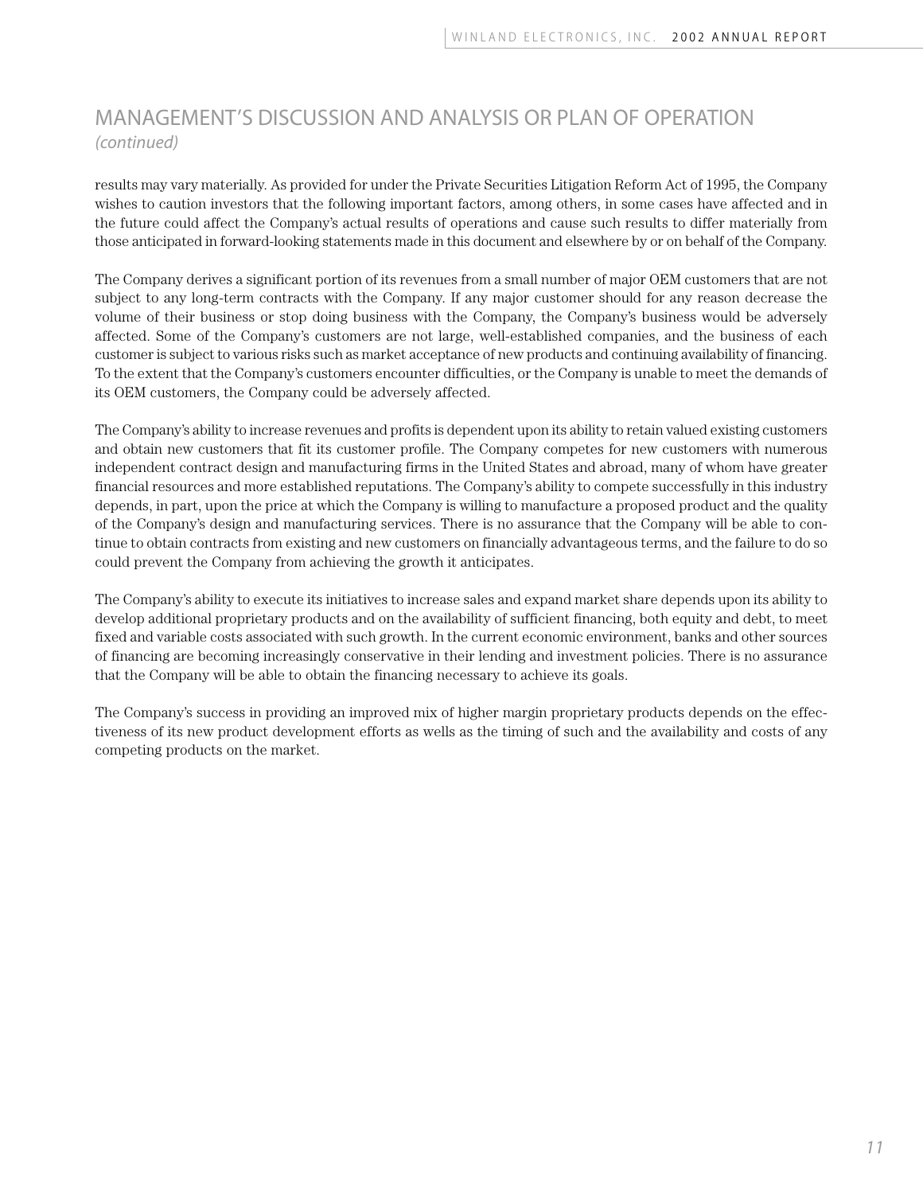## MANAGEMENT'S DISCUSSION AND ANALYSIS OR PLAN OF OPERATION

*(continued)*

results may vary materially. As provided for under the Private Securities Litigation Reform Act of 1995, the Company wishes to caution investors that the following important factors, among others, in some cases have affected and in the future could affect the Company's actual results of operations and cause such results to differ materially from those anticipated in forward-looking statements made in this document and elsewhere by or on behalf of the Company.

The Company derives a significant portion of its revenues from a small number of major OEM customers that are not subject to any long-term contracts with the Company. If any major customer should for any reason decrease the volume of their business or stop doing business with the Company, the Company's business would be adversely affected. Some of the Company's customers are not large, well-established companies, and the business of each customer is subject to various risks such as market acceptance of new products and continuing availability of financing. To the extent that the Company's customers encounter difficulties, or the Company is unable to meet the demands of its OEM customers, the Company could be adversely affected.

The Company's ability to increase revenues and profits is dependent upon its ability to retain valued existing customers and obtain new customers that fit its customer profile. The Company competes for new customers with numerous independent contract design and manufacturing firms in the United States and abroad, many of whom have greater financial resources and more established reputations. The Company's ability to compete successfully in this industry depends, in part, upon the price at which the Company is willing to manufacture a proposed product and the quality of the Company's design and manufacturing services. There is no assurance that the Company will be able to continue to obtain contracts from existing and new customers on financially advantageous terms, and the failure to do so could prevent the Company from achieving the growth it anticipates.

The Company's ability to execute its initiatives to increase sales and expand market share depends upon its ability to develop additional proprietary products and on the availability of sufficient financing, both equity and debt, to meet fixed and variable costs associated with such growth. In the current economic environment, banks and other sources of financing are becoming increasingly conservative in their lending and investment policies. There is no assurance that the Company will be able to obtain the financing necessary to achieve its goals.

The Company's success in providing an improved mix of higher margin proprietary products depends on the effectiveness of its new product development efforts as wells as the timing of such and the availability and costs of any competing products on the market.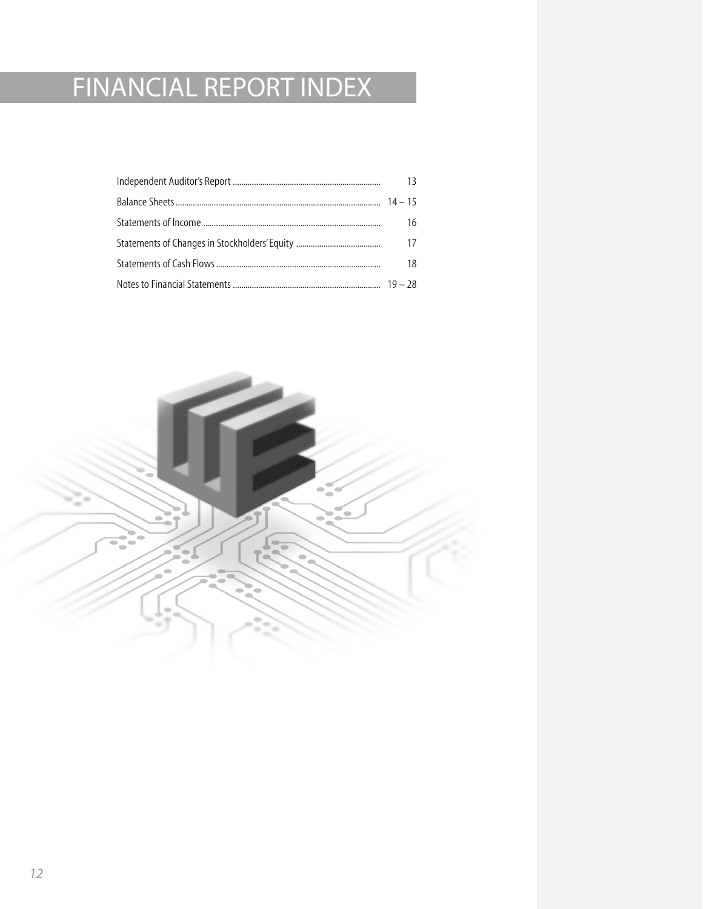# FINANCIAL REPORT INDEX

| | |
|---|---|
| Independent Auditor's Report | 13 |
| Balance Sheets | 14 – 15 |
| Statements of Income | 16 |
| Statements of Changes in Stockholders' Equity | 17 |
| Statements of Cash Flows | 18 |
| Notes to Financial Statements | 19 – 28 |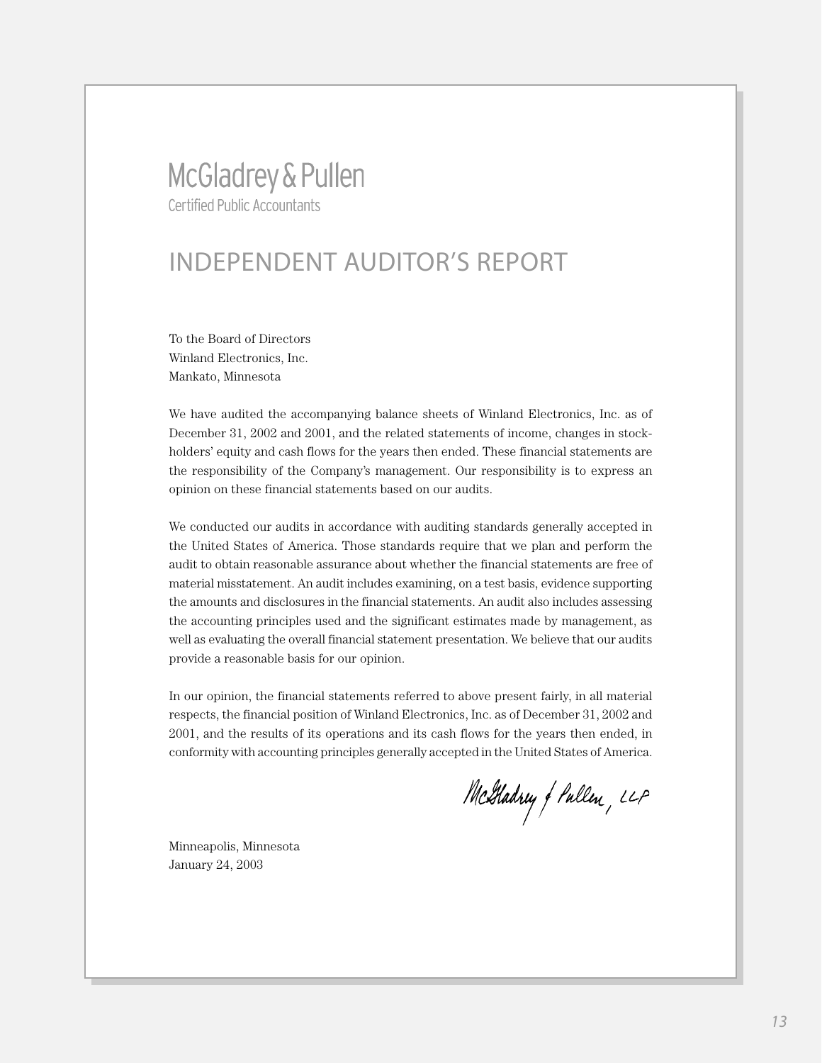McGladrey & Pullen
Certified Public Accountants

# INDEPENDENT AUDITOR'S REPORT

To the Board of Directors
Winland Electronics, Inc.
Mankato, Minnesota

We have audited the accompanying balance sheets of Winland Electronics, Inc. as of December 31, 2002 and 2001, and the related statements of income, changes in stockholders' equity and cash flows for the years then ended. These financial statements are the responsibility of the Company's management. Our responsibility is to express an opinion on these financial statements based on our audits.

We conducted our audits in accordance with auditing standards generally accepted in the United States of America. Those standards require that we plan and perform the audit to obtain reasonable assurance about whether the financial statements are free of material misstatement. An audit includes examining, on a test basis, evidence supporting the amounts and disclosures in the financial statements. An audit also includes assessing the accounting principles used and the significant estimates made by management, as well as evaluating the overall financial statement presentation. We believe that our audits provide a reasonable basis for our opinion.

In our opinion, the financial statements referred to above present fairly, in all material respects, the financial position of Winland Electronics, Inc. as of December 31, 2002 and 2001, and the results of its operations and its cash flows for the years then ended, in conformity with accounting principles generally accepted in the United States of America.

McGladrey & Pullen, LLP

Minneapolis, Minnesota
January 24, 2003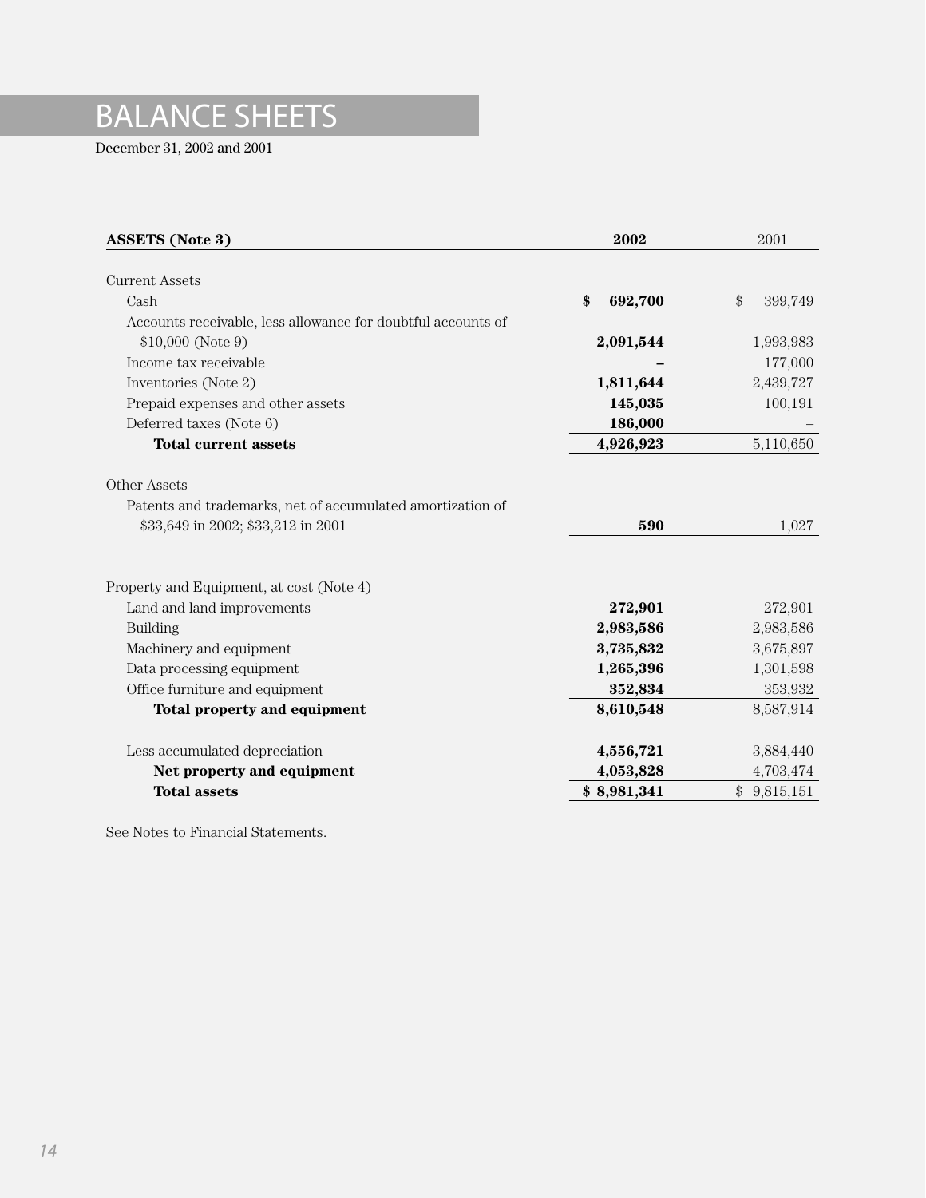# BALANCE SHEETS

December 31, 2002 and 2001

| **ASSETS (Note 3)** | **2002** | 2001 |
|---|---|---|
| Current Assets | | |
| Cash | **$ 692,700** | $ 399,749 |
| Accounts receivable, less allowance for doubtful accounts of $10,000 (Note 9) | **2,091,544** | 1,993,983 |
| Income tax receivable | **–** | 177,000 |
| Inventories (Note 2) | **1,811,644** | 2,439,727 |
| Prepaid expenses and other assets | **145,035** | 100,191 |
| Deferred taxes (Note 6) | **186,000** | – |
| **Total current assets** | **4,926,923** | 5,110,650 |
| Other Assets | | |
| Patents and trademarks, net of accumulated amortization of $33,649 in 2002; $33,212 in 2001 | **590** | 1,027 |
| Property and Equipment, at cost (Note 4) | | |
| Land and land improvements | **272,901** | 272,901 |
| Building | **2,983,586** | 2,983,586 |
| Machinery and equipment | **3,735,832** | 3,675,897 |
| Data processing equipment | **1,265,396** | 1,301,598 |
| Office furniture and equipment | **352,834** | 353,932 |
| **Total property and equipment** | **8,610,548** | 8,587,914 |
| Less accumulated depreciation | **4,556,721** | 3,884,440 |
| **Net property and equipment** | **4,053,828** | 4,703,474 |
| **Total assets** | **$ 8,981,341** | $ 9,815,151 |

See Notes to Financial Statements.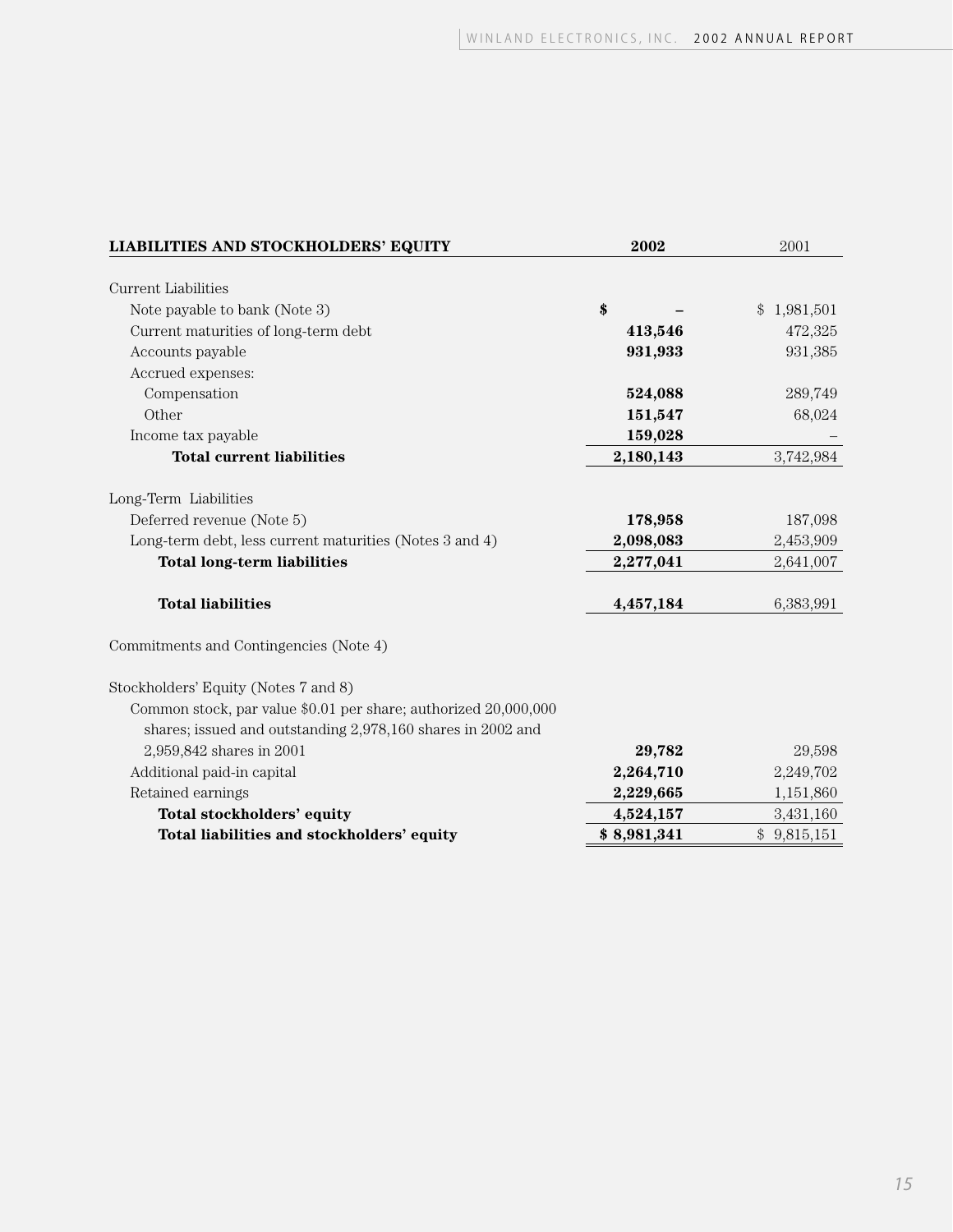| LIABILITIES AND STOCKHOLDERS' EQUITY | 2002 | 2001 |
|---|---|---|
| Current Liabilities | | |
| Note payable to bank (Note 3) | **$ –** | $ 1,981,501 |
| Current maturities of long-term debt | **413,546** | 472,325 |
| Accounts payable | **931,933** | 931,385 |
| Accrued expenses: | | |
| Compensation | **524,088** | 289,749 |
| Other | **151,547** | 68,024 |
| Income tax payable | **159,028** | – |
| **Total current liabilities** | **2,180,143** | 3,742,984 |
| Long-Term Liabilities | | |
| Deferred revenue (Note 5) | **178,958** | 187,098 |
| Long-term debt, less current maturities (Notes 3 and 4) | **2,098,083** | 2,453,909 |
| **Total long-term liabilities** | **2,277,041** | 2,641,007 |
| **Total liabilities** | **4,457,184** | 6,383,991 |
| Commitments and Contingencies (Note 4) | | |
| Stockholders' Equity (Notes 7 and 8) | | |
| Common stock, par value $0.01 per share; authorized 20,000,000 shares; issued and outstanding 2,978,160 shares in 2002 and 2,959,842 shares in 2001 | **29,782** | 29,598 |
| Additional paid-in capital | **2,264,710** | 2,249,702 |
| Retained earnings | **2,229,665** | 1,151,860 |
| **Total stockholders' equity** | **4,524,157** | 3,431,160 |
| **Total liabilities and stockholders' equity** | **$ 8,981,341** | $ 9,815,151 |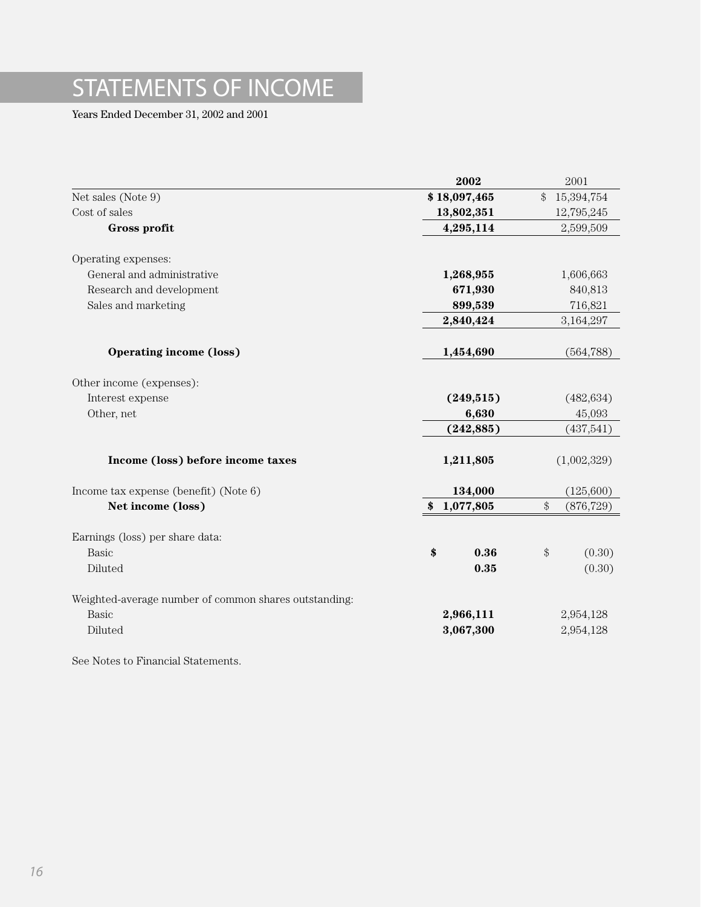# STATEMENTS OF INCOME

Years Ended December 31, 2002 and 2001

| | 2002 | 2001 |
|---|---|---|
| Net sales (Note 9) | **$ 18,097,465** | $ 15,394,754 |
| Cost of sales | **13,802,351** | 12,795,245 |
| **Gross profit** | **4,295,114** | 2,599,509 |
| Operating expenses: | | |
| General and administrative | **1,268,955** | 1,606,663 |
| Research and development | **671,930** | 840,813 |
| Sales and marketing | **899,539** | 716,821 |
| | **2,840,424** | 3,164,297 |
| **Operating income (loss)** | **1,454,690** | (564,788) |
| Other income (expenses): | | |
| Interest expense | **(249,515)** | (482,634) |
| Other, net | **6,630** | 45,093 |
| | **(242,885)** | (437,541) |
| **Income (loss) before income taxes** | **1,211,805** | (1,002,329) |
| Income tax expense (benefit) (Note 6) | **134,000** | (125,600) |
| **Net income (loss)** | **$ 1,077,805** | $ (876,729) |
| Earnings (loss) per share data: | | |
| Basic | **$ 0.36** | $ (0.30) |
| Diluted | **0.35** | (0.30) |
| Weighted-average number of common shares outstanding: | | |
| Basic | **2,966,111** | 2,954,128 |
| Diluted | **3,067,300** | 2,954,128 |

See Notes to Financial Statements.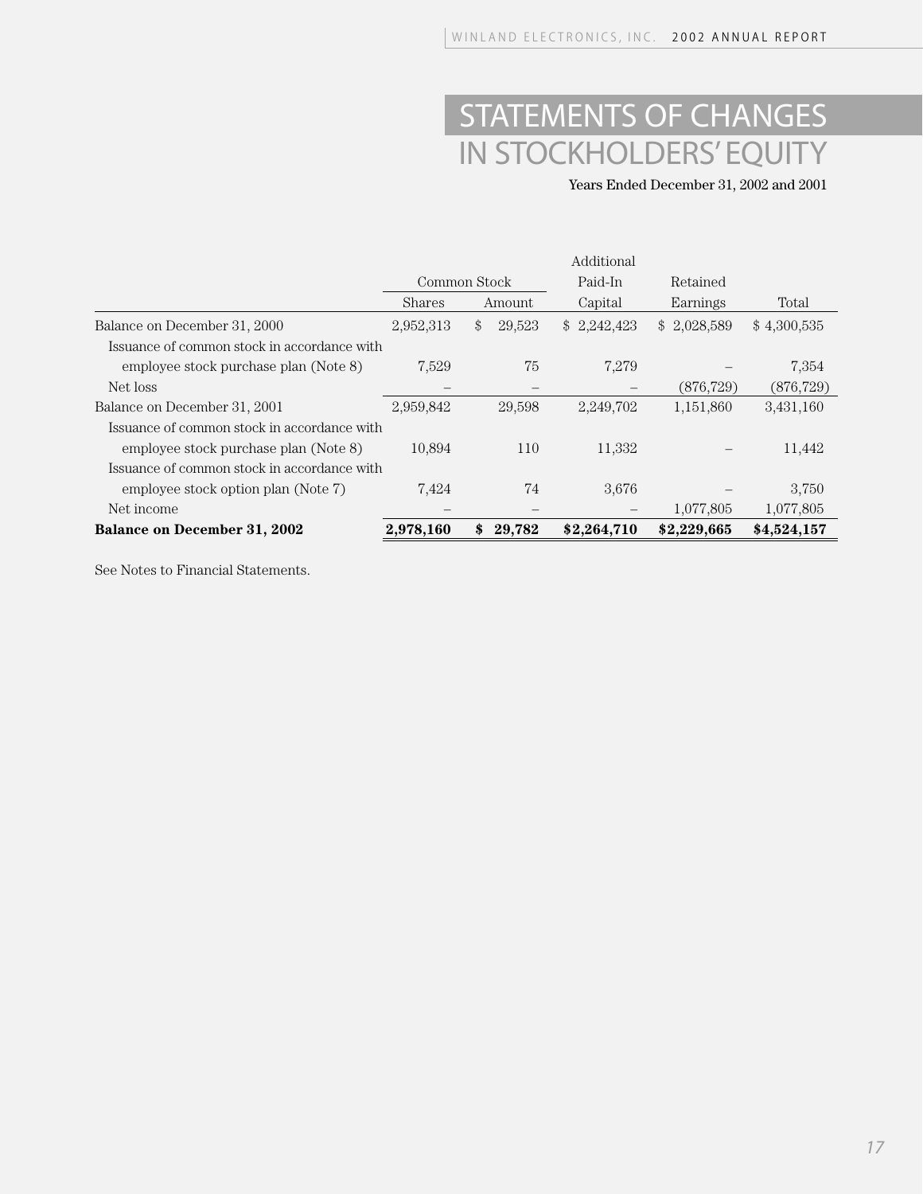# STATEMENTS OF CHANGES IN STOCKHOLDERS' EQUITY

Years Ended December 31, 2002 and 2001

| | Common Stock | | Additional Paid-In | Retained | |
|---|---|---|---|---|---|
| | Shares | Amount | Capital | Earnings | Total |
| Balance on December 31, 2000 | 2,952,313 | $ 29,523 | $ 2,242,423 | $ 2,028,589 | $ 4,300,535 |
| Issuance of common stock in accordance with employee stock purchase plan (Note 8) | 7,529 | 75 | 7,279 | – | 7,354 |
| Net loss | – | – | – | (876,729) | (876,729) |
| Balance on December 31, 2001 | 2,959,842 | 29,598 | 2,249,702 | 1,151,860 | 3,431,160 |
| Issuance of common stock in accordance with employee stock purchase plan (Note 8) | 10,894 | 110 | 11,332 | – | 11,442 |
| Issuance of common stock in accordance with employee stock option plan (Note 7) | 7,424 | 74 | 3,676 | – | 3,750 |
| Net income | – | – | – | 1,077,805 | 1,077,805 |
| **Balance on December 31, 2002** | **2,978,160** | **$ 29,782** | **$2,264,710** | **$2,229,665** | **$4,524,157** |

See Notes to Financial Statements.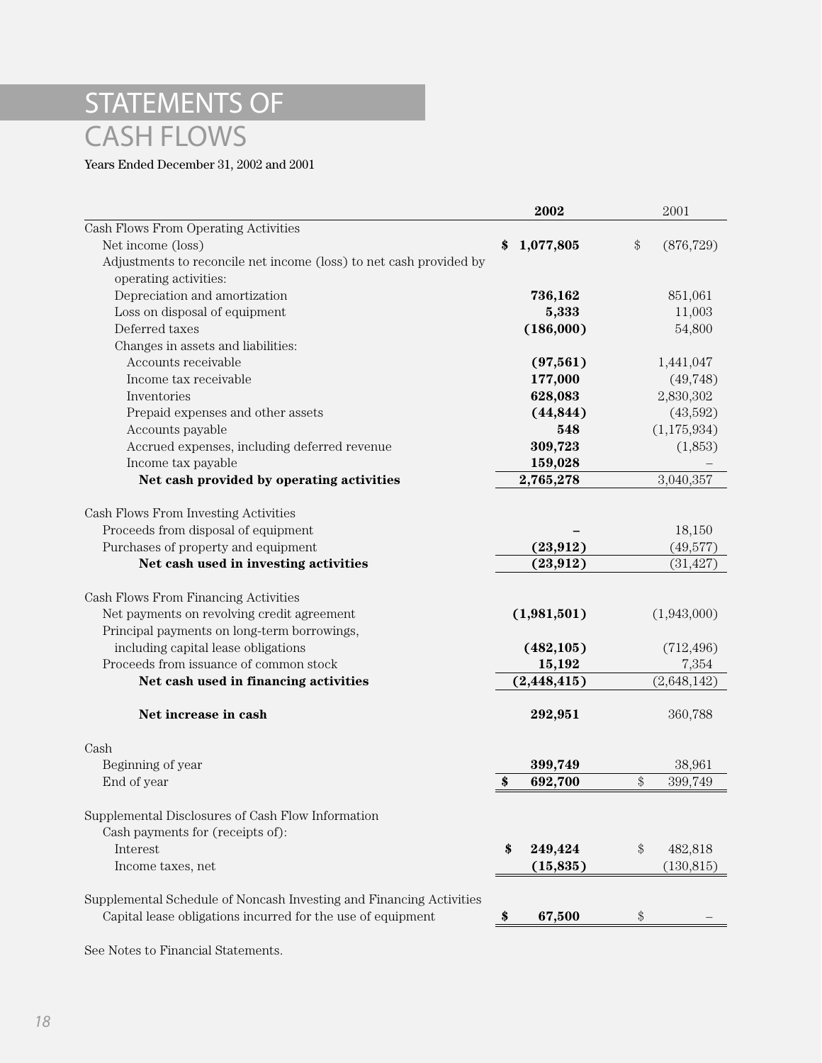# STATEMENTS OF CASH FLOWS

Years Ended December 31, 2002 and 2001

| | 2002 | 2001 |
|---|---|---|
| Cash Flows From Operating Activities | | |
| Net income (loss) | **$ 1,077,805** | $ (876,729) |
| Adjustments to reconcile net income (loss) to net cash provided by operating activities: | | |
| Depreciation and amortization | **736,162** | 851,061 |
| Loss on disposal of equipment | **5,333** | 11,003 |
| Deferred taxes | **(186,000)** | 54,800 |
| Changes in assets and liabilities: | | |
| Accounts receivable | **(97,561)** | 1,441,047 |
| Income tax receivable | **177,000** | (49,748) |
| Inventories | **628,083** | 2,830,302 |
| Prepaid expenses and other assets | **(44,844)** | (43,592) |
| Accounts payable | **548** | (1,175,934) |
| Accrued expenses, including deferred revenue | **309,723** | (1,853) |
| Income tax payable | **159,028** | – |
| **Net cash provided by operating activities** | **2,765,278** | 3,040,357 |
| | | |
| Cash Flows From Investing Activities | | |
| Proceeds from disposal of equipment | **–** | 18,150 |
| Purchases of property and equipment | **(23,912)** | (49,577) |
| **Net cash used in investing activities** | **(23,912)** | (31,427) |
| | | |
| Cash Flows From Financing Activities | | |
| Net payments on revolving credit agreement | **(1,981,501)** | (1,943,000) |
| Principal payments on long-term borrowings, including capital lease obligations | **(482,105)** | (712,496) |
| Proceeds from issuance of common stock | **15,192** | 7,354 |
| **Net cash used in financing activities** | **(2,448,415)** | (2,648,142) |
| | | |
| **Net increase in cash** | **292,951** | 360,788 |
| | | |
| Cash | | |
| Beginning of year | **399,749** | 38,961 |
| End of year | **$ 692,700** | $ 399,749 |
| | | |
| Supplemental Disclosures of Cash Flow Information | | |
| Cash payments for (receipts of): | | |
| Interest | **$ 249,424** | $ 482,818 |
| Income taxes, net | **(15,835)** | (130,815) |
| | | |
| Supplemental Schedule of Noncash Investing and Financing Activities | | |
| Capital lease obligations incurred for the use of equipment | **$ 67,500** | $ – |

See Notes to Financial Statements.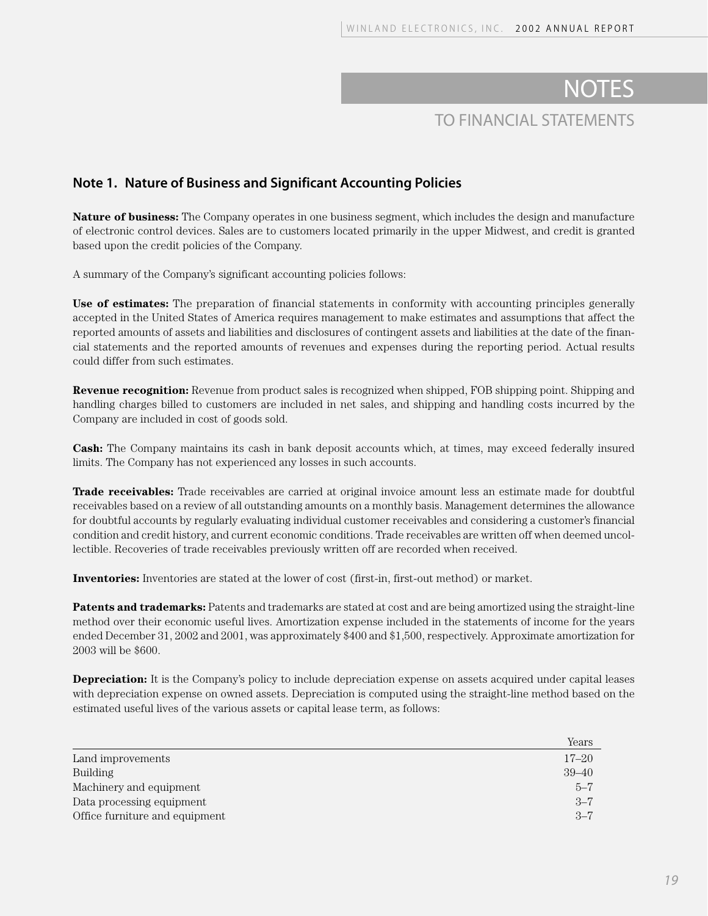# NOTES

## TO FINANCIAL STATEMENTS

### Note 1. Nature of Business and Significant Accounting Policies

**Nature of business:** The Company operates in one business segment, which includes the design and manufacture of electronic control devices. Sales are to customers located primarily in the upper Midwest, and credit is granted based upon the credit policies of the Company.

A summary of the Company's significant accounting policies follows:

**Use of estimates:** The preparation of financial statements in conformity with accounting principles generally accepted in the United States of America requires management to make estimates and assumptions that affect the reported amounts of assets and liabilities and disclosures of contingent assets and liabilities at the date of the financial statements and the reported amounts of revenues and expenses during the reporting period. Actual results could differ from such estimates.

**Revenue recognition:** Revenue from product sales is recognized when shipped, FOB shipping point. Shipping and handling charges billed to customers are included in net sales, and shipping and handling costs incurred by the Company are included in cost of goods sold.

**Cash:** The Company maintains its cash in bank deposit accounts which, at times, may exceed federally insured limits. The Company has not experienced any losses in such accounts.

**Trade receivables:** Trade receivables are carried at original invoice amount less an estimate made for doubtful receivables based on a review of all outstanding amounts on a monthly basis. Management determines the allowance for doubtful accounts by regularly evaluating individual customer receivables and considering a customer's financial condition and credit history, and current economic conditions. Trade receivables are written off when deemed uncollectible. Recoveries of trade receivables previously written off are recorded when received.

**Inventories:** Inventories are stated at the lower of cost (first-in, first-out method) or market.

**Patents and trademarks:** Patents and trademarks are stated at cost and are being amortized using the straight-line method over their economic useful lives. Amortization expense included in the statements of income for the years ended December 31, 2002 and 2001, was approximately $400 and $1,500, respectively. Approximate amortization for 2003 will be $600.

**Depreciation:** It is the Company's policy to include depreciation expense on assets acquired under capital leases with depreciation expense on owned assets. Depreciation is computed using the straight-line method based on the estimated useful lives of the various assets or capital lease term, as follows:

| | Years |
|---|---|
| Land improvements | 17–20 |
| Building | 39–40 |
| Machinery and equipment | 5–7 |
| Data processing equipment | 3–7 |
| Office furniture and equipment | 3–7 |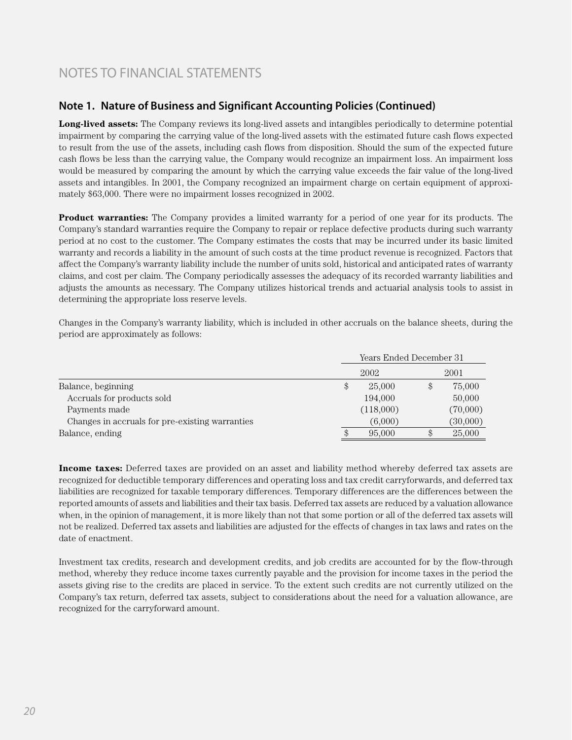# NOTES TO FINANCIAL STATEMENTS

## Note 1. Nature of Business and Significant Accounting Policies (Continued)

**Long-lived assets:** The Company reviews its long-lived assets and intangibles periodically to determine potential impairment by comparing the carrying value of the long-lived assets with the estimated future cash flows expected to result from the use of the assets, including cash flows from disposition. Should the sum of the expected future cash flows be less than the carrying value, the Company would recognize an impairment loss. An impairment loss would be measured by comparing the amount by which the carrying value exceeds the fair value of the long-lived assets and intangibles. In 2001, the Company recognized an impairment charge on certain equipment of approximately $63,000. There were no impairment losses recognized in 2002.

**Product warranties:** The Company provides a limited warranty for a period of one year for its products. The Company's standard warranties require the Company to repair or replace defective products during such warranty period at no cost to the customer. The Company estimates the costs that may be incurred under its basic limited warranty and records a liability in the amount of such costs at the time product revenue is recognized. Factors that affect the Company's warranty liability include the number of units sold, historical and anticipated rates of warranty claims, and cost per claim. The Company periodically assesses the adequacy of its recorded warranty liabilities and adjusts the amounts as necessary. The Company utilizes historical trends and actuarial analysis tools to assist in determining the appropriate loss reserve levels.

Changes in the Company's warranty liability, which is included in other accruals on the balance sheets, during the period are approximately as follows:

| | Years Ended December 31 | |
|---|---|---|
| | 2002 | 2001 |
| Balance, beginning | $ 25,000 | $ 75,000 |
| Accruals for products sold | 194,000 | 50,000 |
| Payments made | (118,000) | (70,000) |
| Changes in accruals for pre-existing warranties | (6,000) | (30,000) |
| Balance, ending | $ 95,000 | $ 25,000 |

**Income taxes:** Deferred taxes are provided on an asset and liability method whereby deferred tax assets are recognized for deductible temporary differences and operating loss and tax credit carryforwards, and deferred tax liabilities are recognized for taxable temporary differences. Temporary differences are the differences between the reported amounts of assets and liabilities and their tax basis. Deferred tax assets are reduced by a valuation allowance when, in the opinion of management, it is more likely than not that some portion or all of the deferred tax assets will not be realized. Deferred tax assets and liabilities are adjusted for the effects of changes in tax laws and rates on the date of enactment.

Investment tax credits, research and development credits, and job credits are accounted for by the flow-through method, whereby they reduce income taxes currently payable and the provision for income taxes in the period the assets giving rise to the credits are placed in service. To the extent such credits are not currently utilized on the Company's tax return, deferred tax assets, subject to considerations about the need for a valuation allowance, are recognized for the carryforward amount.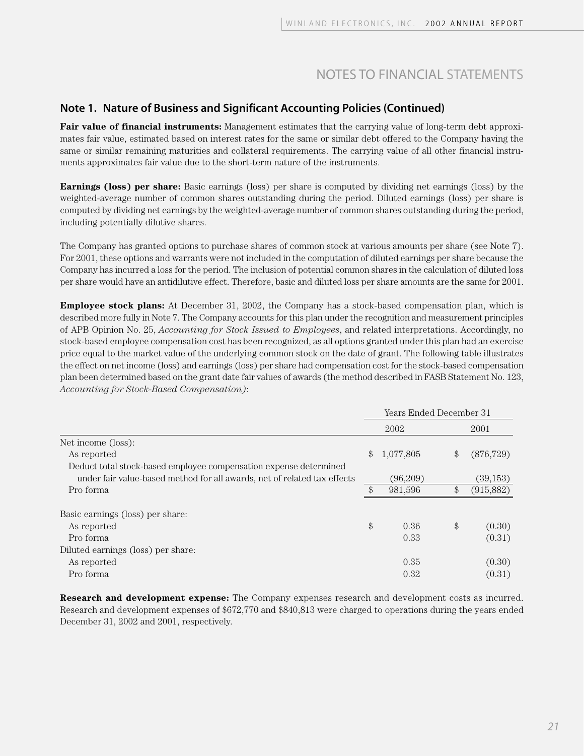# NOTES TO FINANCIAL STATEMENTS

## Note 1. Nature of Business and Significant Accounting Policies (Continued)

**Fair value of financial instruments:** Management estimates that the carrying value of long-term debt approximates fair value, estimated based on interest rates for the same or similar debt offered to the Company having the same or similar remaining maturities and collateral requirements. The carrying value of all other financial instruments approximates fair value due to the short-term nature of the instruments.

**Earnings (loss) per share:** Basic earnings (loss) per share is computed by dividing net earnings (loss) by the weighted-average number of common shares outstanding during the period. Diluted earnings (loss) per share is computed by dividing net earnings by the weighted-average number of common shares outstanding during the period, including potentially dilutive shares.

The Company has granted options to purchase shares of common stock at various amounts per share (see Note 7). For 2001, these options and warrants were not included in the computation of diluted earnings per share because the Company has incurred a loss for the period. The inclusion of potential common shares in the calculation of diluted loss per share would have an antidilutive effect. Therefore, basic and diluted loss per share amounts are the same for 2001.

**Employee stock plans:** At December 31, 2002, the Company has a stock-based compensation plan, which is described more fully in Note 7. The Company accounts for this plan under the recognition and measurement principles of APB Opinion No. 25, *Accounting for Stock Issued to Employees*, and related interpretations. Accordingly, no stock-based employee compensation cost has been recognized, as all options granted under this plan had an exercise price equal to the market value of the underlying common stock on the date of grant. The following table illustrates the effect on net income (loss) and earnings (loss) per share had compensation cost for the stock-based compensation plan been determined based on the grant date fair values of awards (the method described in FASB Statement No. 123, *Accounting for Stock-Based Compensation)*:

| | Years Ended December 31 | |
|---|---|---|
| | 2002 | 2001 |
| Net income (loss): | | |
| As reported | $ 1,077,805 | $ (876,729) |
| Deduct total stock-based employee compensation expense determined under fair value-based method for all awards, net of related tax effects | (96,209) | (39,153) |
| Pro forma | $ 981,596 | $ (915,882) |
| Basic earnings (loss) per share: | | |
| As reported | $ 0.36 | $ (0.30) |
| Pro forma | 0.33 | (0.31) |
| Diluted earnings (loss) per share: | | |
| As reported | 0.35 | (0.30) |
| Pro forma | 0.32 | (0.31) |

**Research and development expense:** The Company expenses research and development costs as incurred. Research and development expenses of $672,770 and $840,813 were charged to operations during the years ended December 31, 2002 and 2001, respectively.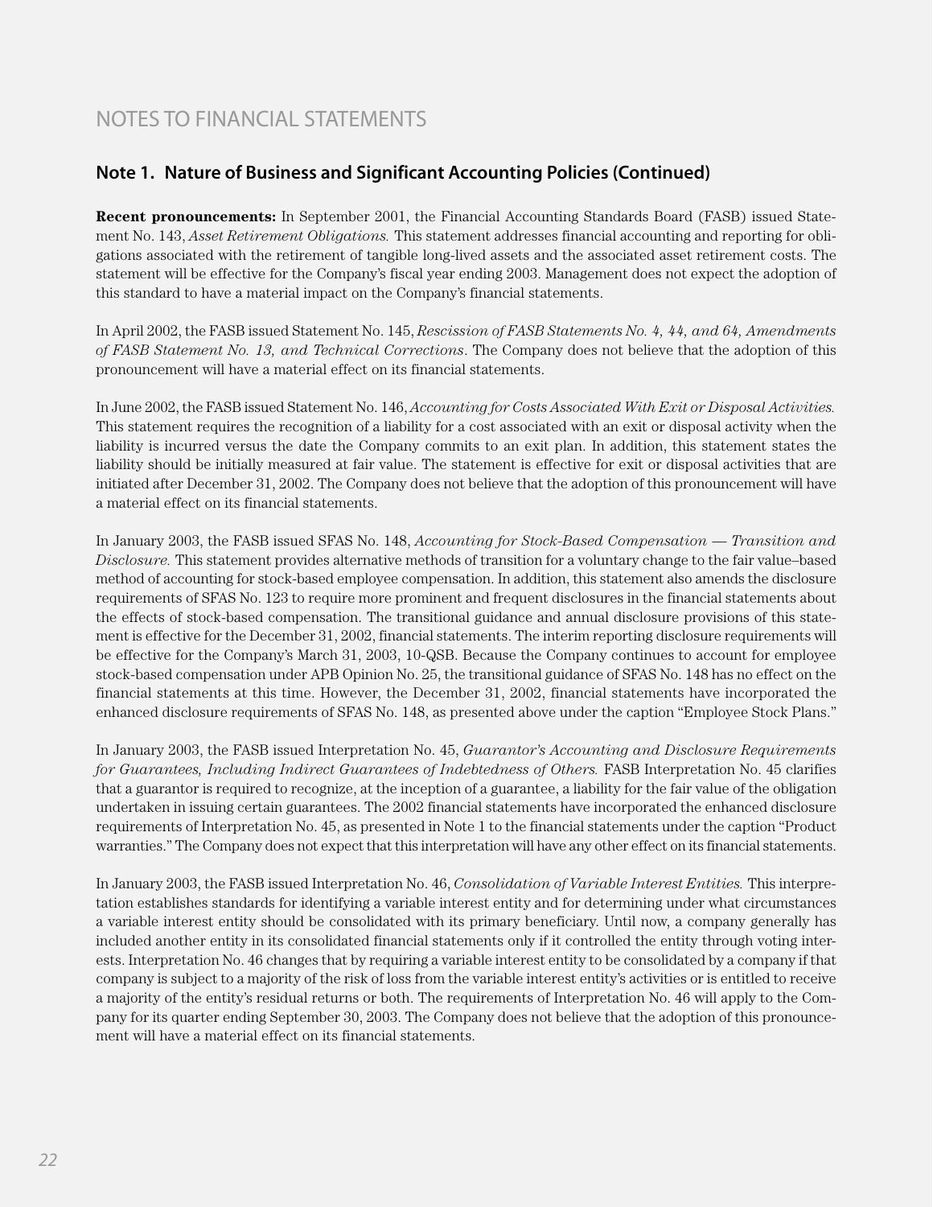# NOTES TO FINANCIAL STATEMENTS

## Note 1. Nature of Business and Significant Accounting Policies (Continued)

**Recent pronouncements:** In September 2001, the Financial Accounting Standards Board (FASB) issued Statement No. 143, *Asset Retirement Obligations.* This statement addresses financial accounting and reporting for obligations associated with the retirement of tangible long-lived assets and the associated asset retirement costs. The statement will be effective for the Company's fiscal year ending 2003. Management does not expect the adoption of this standard to have a material impact on the Company's financial statements.

In April 2002, the FASB issued Statement No. 145, *Rescission of FASB Statements No. 4, 44, and 64, Amendments of FASB Statement No. 13, and Technical Corrections*. The Company does not believe that the adoption of this pronouncement will have a material effect on its financial statements.

In June 2002, the FASB issued Statement No. 146, *Accounting for Costs Associated With Exit or Disposal Activities.* This statement requires the recognition of a liability for a cost associated with an exit or disposal activity when the liability is incurred versus the date the Company commits to an exit plan. In addition, this statement states the liability should be initially measured at fair value. The statement is effective for exit or disposal activities that are initiated after December 31, 2002. The Company does not believe that the adoption of this pronouncement will have a material effect on its financial statements.

In January 2003, the FASB issued SFAS No. 148, *Accounting for Stock-Based Compensation — Transition and Disclosure.* This statement provides alternative methods of transition for a voluntary change to the fair value–based method of accounting for stock-based employee compensation. In addition, this statement also amends the disclosure requirements of SFAS No. 123 to require more prominent and frequent disclosures in the financial statements about the effects of stock-based compensation. The transitional guidance and annual disclosure provisions of this statement is effective for the December 31, 2002, financial statements. The interim reporting disclosure requirements will be effective for the Company's March 31, 2003, 10-QSB. Because the Company continues to account for employee stock-based compensation under APB Opinion No. 25, the transitional guidance of SFAS No. 148 has no effect on the financial statements at this time. However, the December 31, 2002, financial statements have incorporated the enhanced disclosure requirements of SFAS No. 148, as presented above under the caption "Employee Stock Plans."

In January 2003, the FASB issued Interpretation No. 45, *Guarantor's Accounting and Disclosure Requirements for Guarantees, Including Indirect Guarantees of Indebtedness of Others.* FASB Interpretation No. 45 clarifies that a guarantor is required to recognize, at the inception of a guarantee, a liability for the fair value of the obligation undertaken in issuing certain guarantees. The 2002 financial statements have incorporated the enhanced disclosure requirements of Interpretation No. 45, as presented in Note 1 to the financial statements under the caption "Product warranties." The Company does not expect that this interpretation will have any other effect on its financial statements.

In January 2003, the FASB issued Interpretation No. 46, *Consolidation of Variable Interest Entities.* This interpretation establishes standards for identifying a variable interest entity and for determining under what circumstances a variable interest entity should be consolidated with its primary beneficiary. Until now, a company generally has included another entity in its consolidated financial statements only if it controlled the entity through voting interests. Interpretation No. 46 changes that by requiring a variable interest entity to be consolidated by a company if that company is subject to a majority of the risk of loss from the variable interest entity's activities or is entitled to receive a majority of the entity's residual returns or both. The requirements of Interpretation No. 46 will apply to the Company for its quarter ending September 30, 2003. The Company does not believe that the adoption of this pronouncement will have a material effect on its financial statements.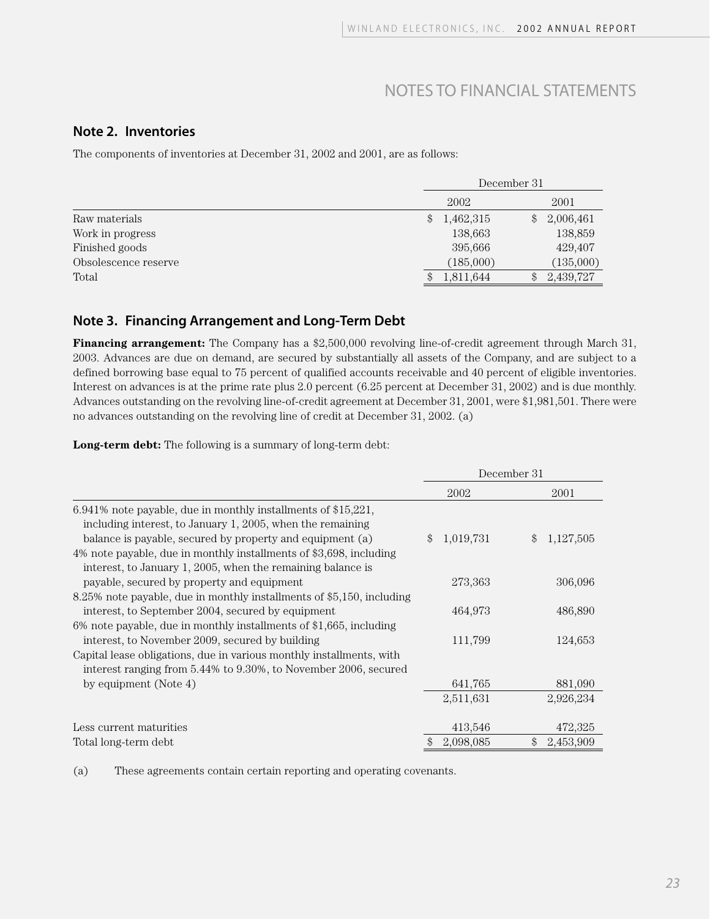# NOTES TO FINANCIAL STATEMENTS

## Note 2. Inventories

The components of inventories at December 31, 2002 and 2001, are as follows:

| | December 31 | |
|---|---|---|
| | 2002 | 2001 |
| Raw materials | $ 1,462,315 | $ 2,006,461 |
| Work in progress | 138,663 | 138,859 |
| Finished goods | 395,666 | 429,407 |
| Obsolescence reserve | (185,000) | (135,000) |
| Total | $ 1,811,644 | $ 2,439,727 |

## Note 3. Financing Arrangement and Long-Term Debt

**Financing arrangement:** The Company has a $2,500,000 revolving line-of-credit agreement through March 31, 2003. Advances are due on demand, are secured by substantially all assets of the Company, and are subject to a defined borrowing base equal to 75 percent of qualified accounts receivable and 40 percent of eligible inventories. Interest on advances is at the prime rate plus 2.0 percent (6.25 percent at December 31, 2002) and is due monthly. Advances outstanding on the revolving line-of-credit agreement at December 31, 2001, were $1,981,501. There were no advances outstanding on the revolving line of credit at December 31, 2002. (a)

**Long-term debt:** The following is a summary of long-term debt:

| | December 31 | |
|---|---|---|
| | 2002 | 2001 |
| 6.941% note payable, due in monthly installments of $15,221, including interest, to January 1, 2005, when the remaining balance is payable, secured by property and equipment (a) | $ 1,019,731 | $ 1,127,505 |
| 4% note payable, due in monthly installments of $3,698, including interest, to January 1, 2005, when the remaining balance is payable, secured by property and equipment | 273,363 | 306,096 |
| 8.25% note payable, due in monthly installments of $5,150, including interest, to September 2004, secured by equipment | 464,973 | 486,890 |
| 6% note payable, due in monthly installments of $1,665, including interest, to November 2009, secured by building | 111,799 | 124,653 |
| Capital lease obligations, due in various monthly installments, with interest ranging from 5.44% to 9.30%, to November 2006, secured by equipment (Note 4) | 641,765 | 881,090 |
| | 2,511,631 | 2,926,234 |
| Less current maturities | 413,546 | 472,325 |
| Total long-term debt | $ 2,098,085 | $ 2,453,909 |

(a) These agreements contain certain reporting and operating covenants.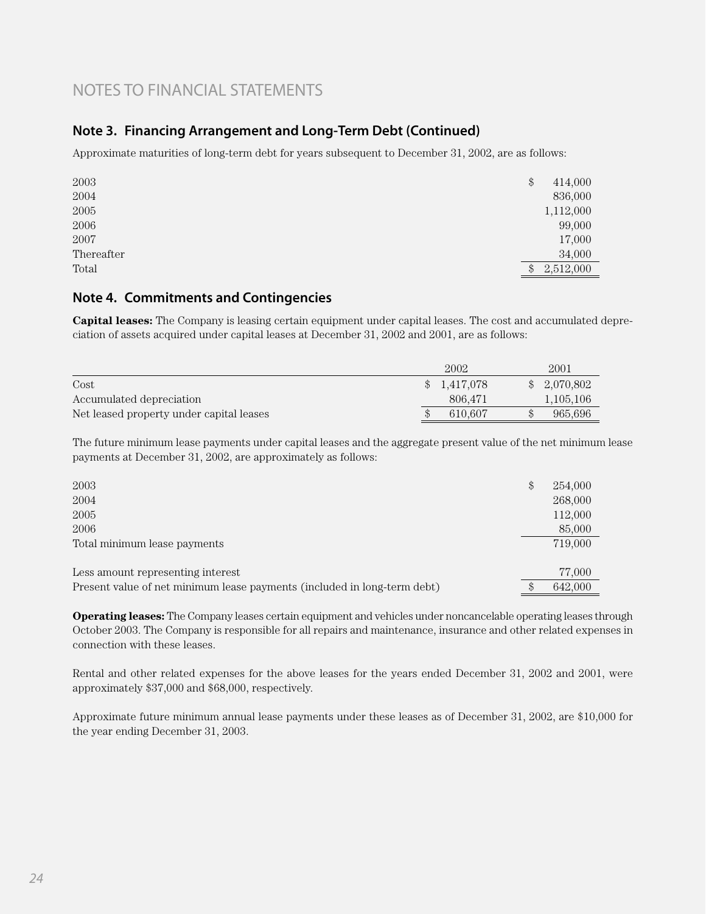# NOTES TO FINANCIAL STATEMENTS

## Note 3. Financing Arrangement and Long-Term Debt (Continued)

Approximate maturities of long-term debt for years subsequent to December 31, 2002, are as follows:

| | |
|---|---|
| 2003 | $ 414,000 |
| 2004 | 836,000 |
| 2005 | 1,112,000 |
| 2006 | 99,000 |
| 2007 | 17,000 |
| Thereafter | 34,000 |
| Total | $ 2,512,000 |

## Note 4. Commitments and Contingencies

**Capital leases:** The Company is leasing certain equipment under capital leases. The cost and accumulated depreciation of assets acquired under capital leases at December 31, 2002 and 2001, are as follows:

| | 2002 | 2001 |
|---|---|---|
| Cost | $ 1,417,078 | $ 2,070,802 |
| Accumulated depreciation | 806,471 | 1,105,106 |
| Net leased property under capital leases | $ 610,607 | $ 965,696 |

The future minimum lease payments under capital leases and the aggregate present value of the net minimum lease payments at December 31, 2002, are approximately as follows:

| | |
|---|---|
| 2003 | $ 254,000 |
| 2004 | 268,000 |
| 2005 | 112,000 |
| 2006 | 85,000 |
| Total minimum lease payments | 719,000 |
| Less amount representing interest | 77,000 |
| Present value of net minimum lease payments (included in long-term debt) | $ 642,000 |

**Operating leases:** The Company leases certain equipment and vehicles under noncancelable operating leases through October 2003. The Company is responsible for all repairs and maintenance, insurance and other related expenses in connection with these leases.

Rental and other related expenses for the above leases for the years ended December 31, 2002 and 2001, were approximately $37,000 and $68,000, respectively.

Approximate future minimum annual lease payments under these leases as of December 31, 2002, are $10,000 for the year ending December 31, 2003.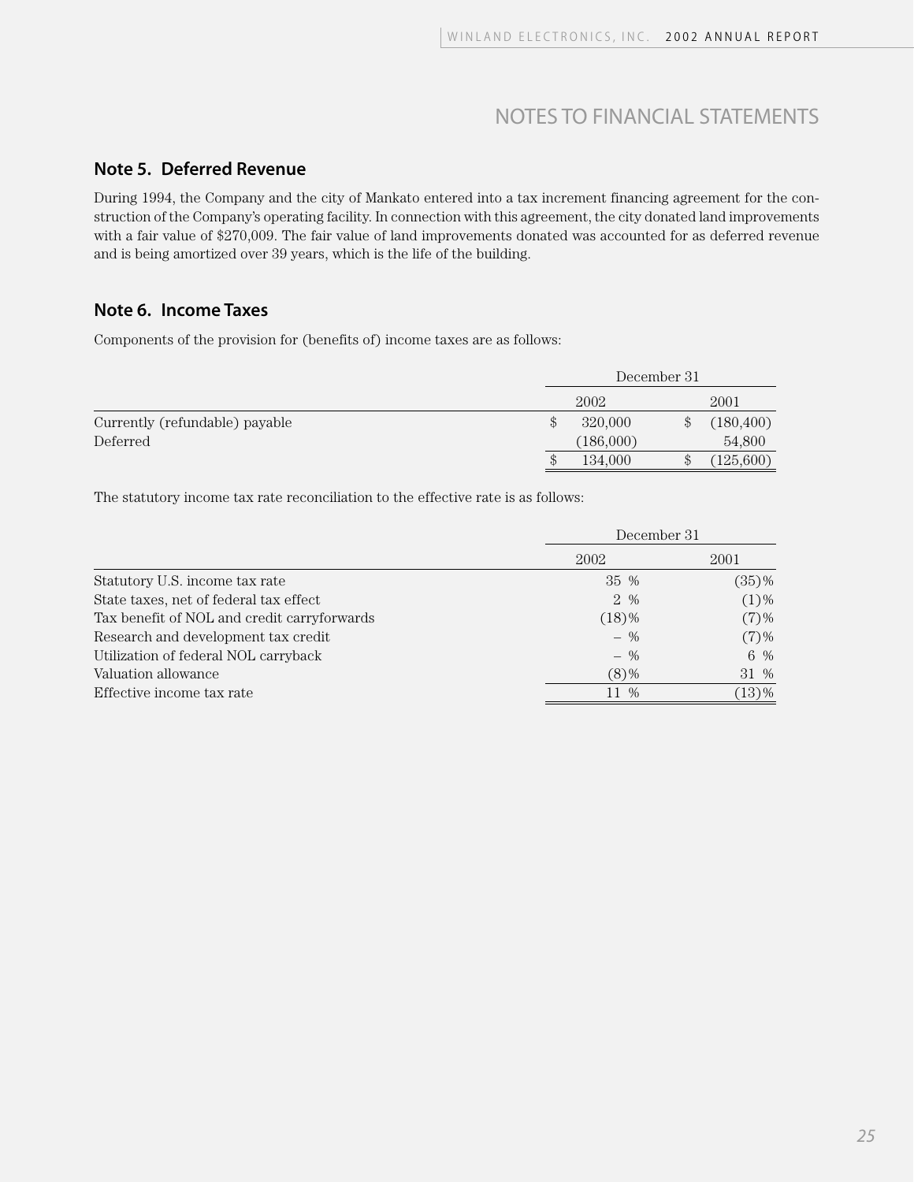# NOTES TO FINANCIAL STATEMENTS

## Note 5. Deferred Revenue

During 1994, the Company and the city of Mankato entered into a tax increment financing agreement for the construction of the Company's operating facility. In connection with this agreement, the city donated land improvements with a fair value of $270,009. The fair value of land improvements donated was accounted for as deferred revenue and is being amortized over 39 years, which is the life of the building.

## Note 6. Income Taxes

Components of the provision for (benefits of) income taxes are as follows:

| | December 31 | |
|---|---|---|
| | 2002 | 2001 |
| Currently (refundable) payable | $ 320,000 | $ (180,400) |
| Deferred | (186,000) | 54,800 |
| | $ 134,000 | $ (125,600) |

The statutory income tax rate reconciliation to the effective rate is as follows:

| | December 31 | |
|---|---|---|
| | 2002 | 2001 |
| Statutory U.S. income tax rate | 35 % | (35)% |
| State taxes, net of federal tax effect | 2 % | (1)% |
| Tax benefit of NOL and credit carryforwards | (18)% | (7)% |
| Research and development tax credit | – % | (7)% |
| Utilization of federal NOL carryback | – % | 6 % |
| Valuation allowance | (8)% | 31 % |
| Effective income tax rate | 11 % | (13)% |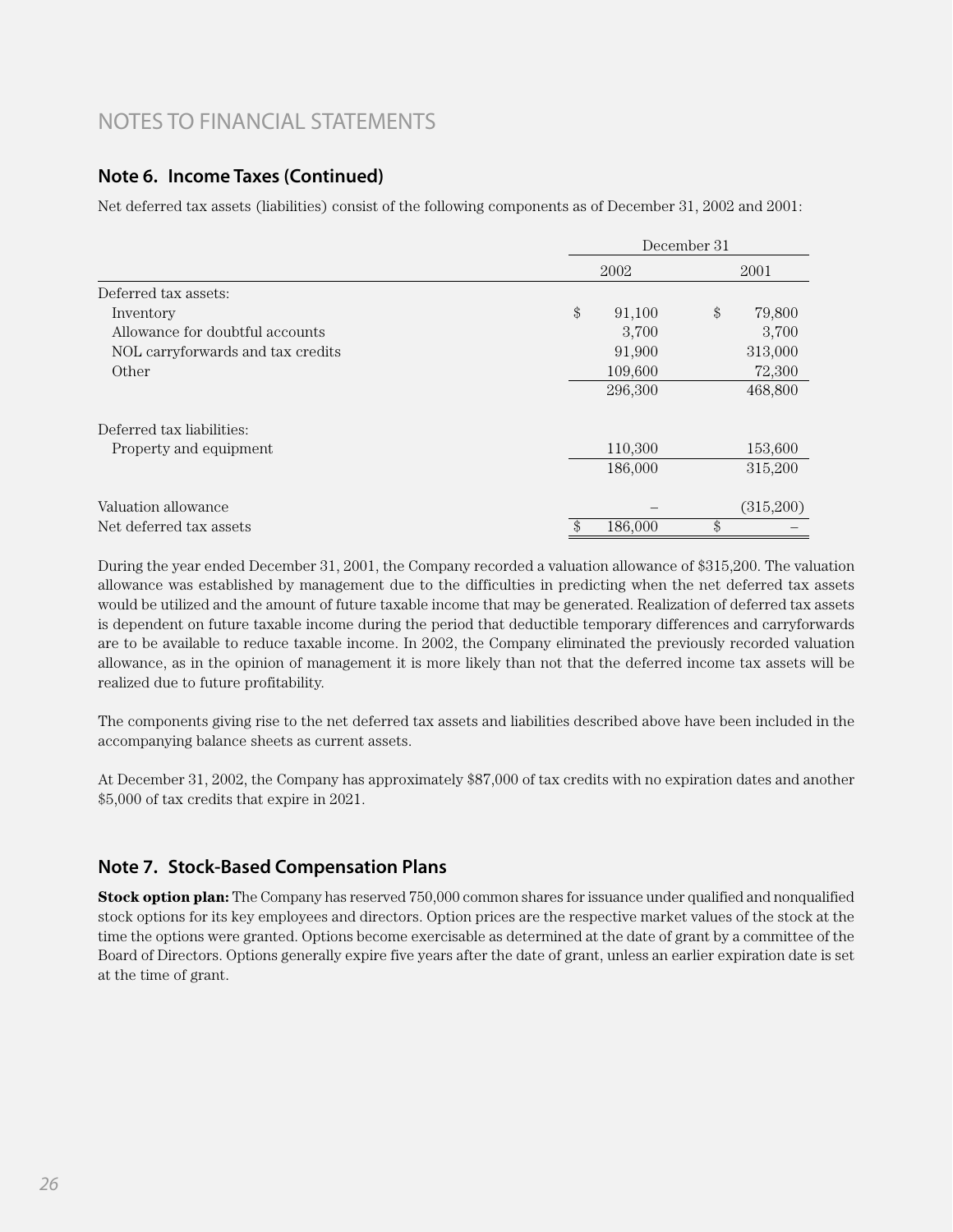NOTES TO FINANCIAL STATEMENTS

## Note 6. Income Taxes (Continued)

Net deferred tax assets (liabilities) consist of the following components as of December 31, 2002 and 2001:

| | December 31 | |
|---|---|---|
| | 2002 | 2001 |
| Deferred tax assets: | | |
| Inventory | $ 91,100 | $ 79,800 |
| Allowance for doubtful accounts | 3,700 | 3,700 |
| NOL carryforwards and tax credits | 91,900 | 313,000 |
| Other | 109,600 | 72,300 |
| | 296,300 | 468,800 |
| Deferred tax liabilities: | | |
| Property and equipment | 110,300 | 153,600 |
| | 186,000 | 315,200 |
| Valuation allowance | – | (315,200) |
| Net deferred tax assets | $ 186,000 | $ – |

During the year ended December 31, 2001, the Company recorded a valuation allowance of $315,200. The valuation allowance was established by management due to the difficulties in predicting when the net deferred tax assets would be utilized and the amount of future taxable income that may be generated. Realization of deferred tax assets is dependent on future taxable income during the period that deductible temporary differences and carryforwards are to be available to reduce taxable income. In 2002, the Company eliminated the previously recorded valuation allowance, as in the opinion of management it is more likely than not that the deferred income tax assets will be realized due to future profitability.

The components giving rise to the net deferred tax assets and liabilities described above have been included in the accompanying balance sheets as current assets.

At December 31, 2002, the Company has approximately $87,000 of tax credits with no expiration dates and another $5,000 of tax credits that expire in 2021.

## Note 7. Stock-Based Compensation Plans

**Stock option plan:** The Company has reserved 750,000 common shares for issuance under qualified and nonqualified stock options for its key employees and directors. Option prices are the respective market values of the stock at the time the options were granted. Options become exercisable as determined at the date of grant by a committee of the Board of Directors. Options generally expire five years after the date of grant, unless an earlier expiration date is set at the time of grant.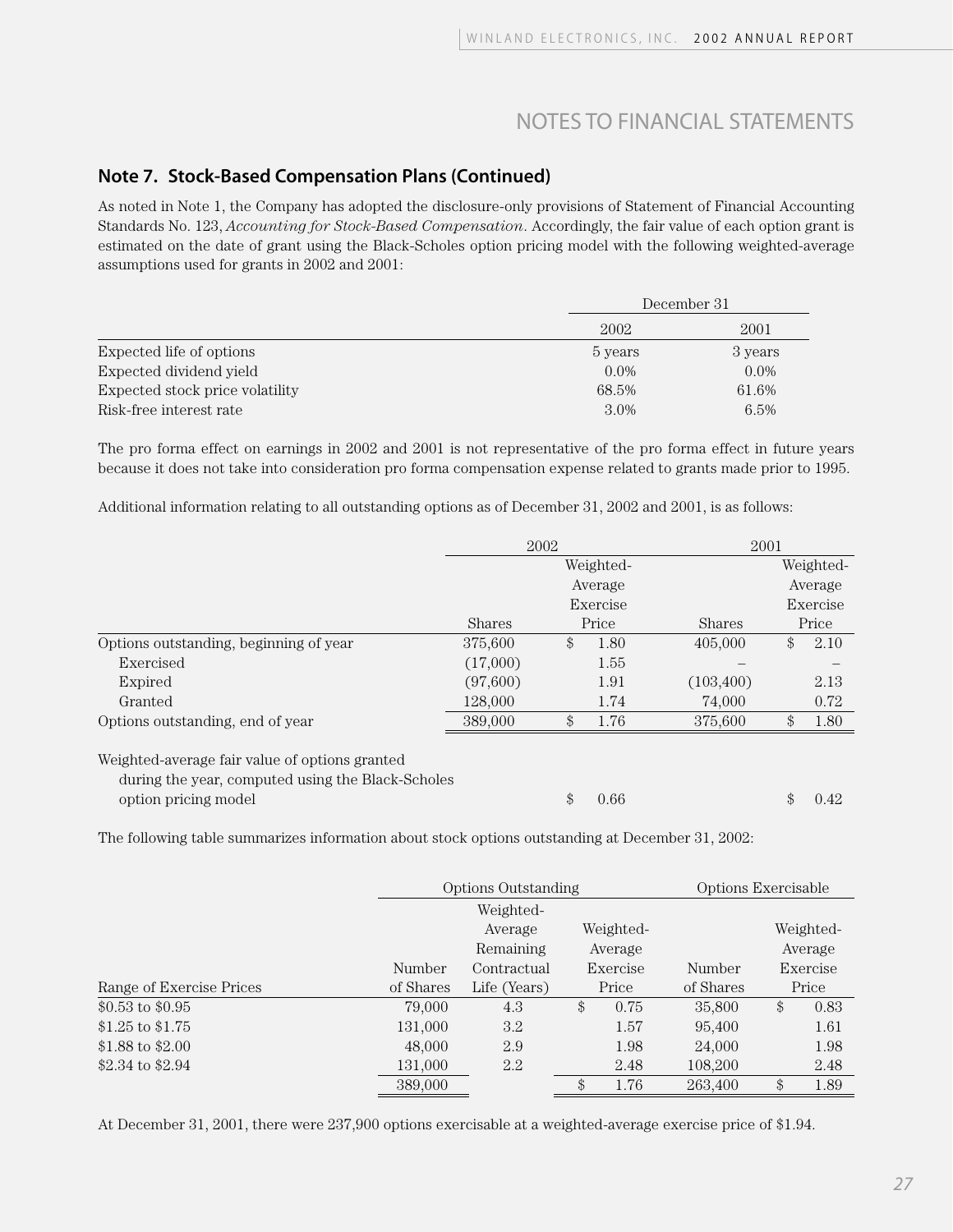# NOTES TO FINANCIAL STATEMENTS

## Note 7. Stock-Based Compensation Plans (Continued)

As noted in Note 1, the Company has adopted the disclosure-only provisions of Statement of Financial Accounting Standards No. 123, *Accounting for Stock-Based Compensation*. Accordingly, the fair value of each option grant is estimated on the date of grant using the Black-Scholes option pricing model with the following weighted-average assumptions used for grants in 2002 and 2001:

| | December 31 | |
|---|---|---|
| | 2002 | 2001 |
| Expected life of options | 5 years | 3 years |
| Expected dividend yield | 0.0% | 0.0% |
| Expected stock price volatility | 68.5% | 61.6% |
| Risk-free interest rate | 3.0% | 6.5% |

The pro forma effect on earnings in 2002 and 2001 is not representative of the pro forma effect in future years because it does not take into consideration pro forma compensation expense related to grants made prior to 1995.

Additional information relating to all outstanding options as of December 31, 2002 and 2001, is as follows:

| | 2002 | | 2001 | |
|---|---|---|---|---|
| | Shares | Weighted-Average Exercise Price | Shares | Weighted-Average Exercise Price |
| Options outstanding, beginning of year | 375,600 | $ 1.80 | 405,000 | $ 2.10 |
| Exercised | (17,000) | 1.55 | – | – |
| Expired | (97,600) | 1.91 | (103,400) | 2.13 |
| Granted | 128,000 | 1.74 | 74,000 | 0.72 |
| Options outstanding, end of year | 389,000 | $ 1.76 | 375,600 | $ 1.80 |
| Weighted-average fair value of options granted during the year, computed using the Black-Scholes option pricing model | | $ 0.66 | | $ 0.42 |

The following table summarizes information about stock options outstanding at December 31, 2002:

| | Options Outstanding | | | Options Exercisable | |
|---|---|---|---|---|---|
| Range of Exercise Prices | Number of Shares | Weighted-Average Remaining Contractual Life (Years) | Weighted-Average Exercise Price | Number of Shares | Weighted-Average Exercise Price |
| $0.53 to $0.95 | 79,000 | 4.3 | $ 0.75 | 35,800 | $ 0.83 |
| $1.25 to $1.75 | 131,000 | 3.2 | 1.57 | 95,400 | 1.61 |
| $1.88 to $2.00 | 48,000 | 2.9 | 1.98 | 24,000 | 1.98 |
| $2.34 to $2.94 | 131,000 | 2.2 | 2.48 | 108,200 | 2.48 |
| | 389,000 | | $ 1.76 | 263,400 | $ 1.89 |

At December 31, 2001, there were 237,900 options exercisable at a weighted-average exercise price of $1.94.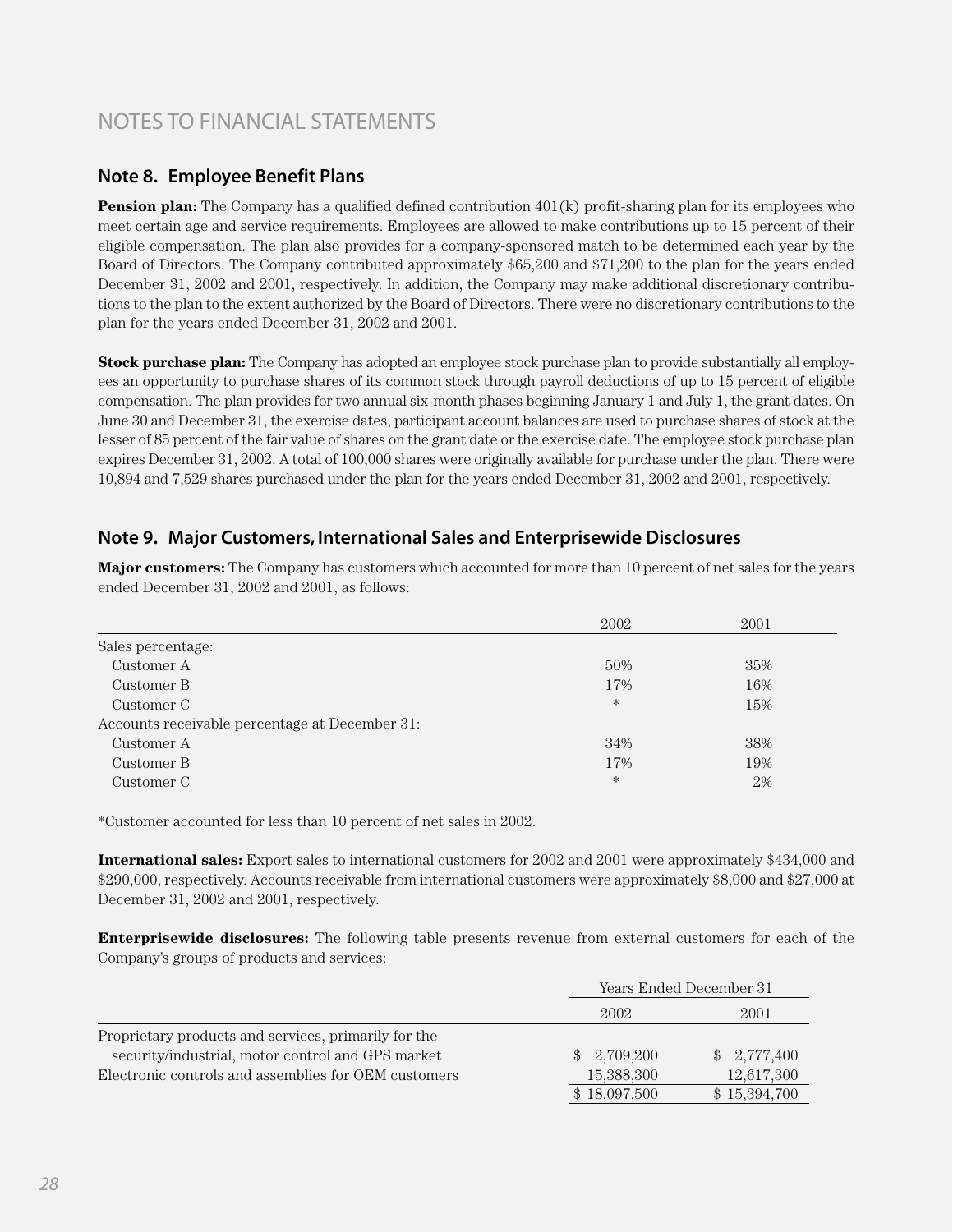# NOTES TO FINANCIAL STATEMENTS

## Note 8. Employee Benefit Plans

**Pension plan:** The Company has a qualified defined contribution 401(k) profit-sharing plan for its employees who meet certain age and service requirements. Employees are allowed to make contributions up to 15 percent of their eligible compensation. The plan also provides for a company-sponsored match to be determined each year by the Board of Directors. The Company contributed approximately $65,200 and $71,200 to the plan for the years ended December 31, 2002 and 2001, respectively. In addition, the Company may make additional discretionary contributions to the plan to the extent authorized by the Board of Directors. There were no discretionary contributions to the plan for the years ended December 31, 2002 and 2001.

**Stock purchase plan:** The Company has adopted an employee stock purchase plan to provide substantially all employees an opportunity to purchase shares of its common stock through payroll deductions of up to 15 percent of eligible compensation. The plan provides for two annual six-month phases beginning January 1 and July 1, the grant dates. On June 30 and December 31, the exercise dates, participant account balances are used to purchase shares of stock at the lesser of 85 percent of the fair value of shares on the grant date or the exercise date. The employee stock purchase plan expires December 31, 2002. A total of 100,000 shares were originally available for purchase under the plan. There were 10,894 and 7,529 shares purchased under the plan for the years ended December 31, 2002 and 2001, respectively.

## Note 9. Major Customers, International Sales and Enterprisewide Disclosures

**Major customers:** The Company has customers which accounted for more than 10 percent of net sales for the years ended December 31, 2002 and 2001, as follows:

| | 2002 | 2001 |
|---|---|---|
| Sales percentage: | | |
| Customer A | 50% | 35% |
| Customer B | 17% | 16% |
| Customer C | * | 15% |
| Accounts receivable percentage at December 31: | | |
| Customer A | 34% | 38% |
| Customer B | 17% | 19% |
| Customer C | * | 2% |

*Customer accounted for less than 10 percent of net sales in 2002.

**International sales:** Export sales to international customers for 2002 and 2001 were approximately $434,000 and $290,000, respectively. Accounts receivable from international customers were approximately $8,000 and $27,000 at December 31, 2002 and 2001, respectively.

**Enterprisewide disclosures:** The following table presents revenue from external customers for each of the Company's groups of products and services:

| | Years Ended December 31 | |
|---|---|---|
| | 2002 | 2001 |
| Proprietary products and services, primarily for the security/industrial, motor control and GPS market | $ 2,709,200 | $ 2,777,400 |
| Electronic controls and assemblies for OEM customers | 15,388,300 | 12,617,300 |
| | $ 18,097,500 | $ 15,394,700 |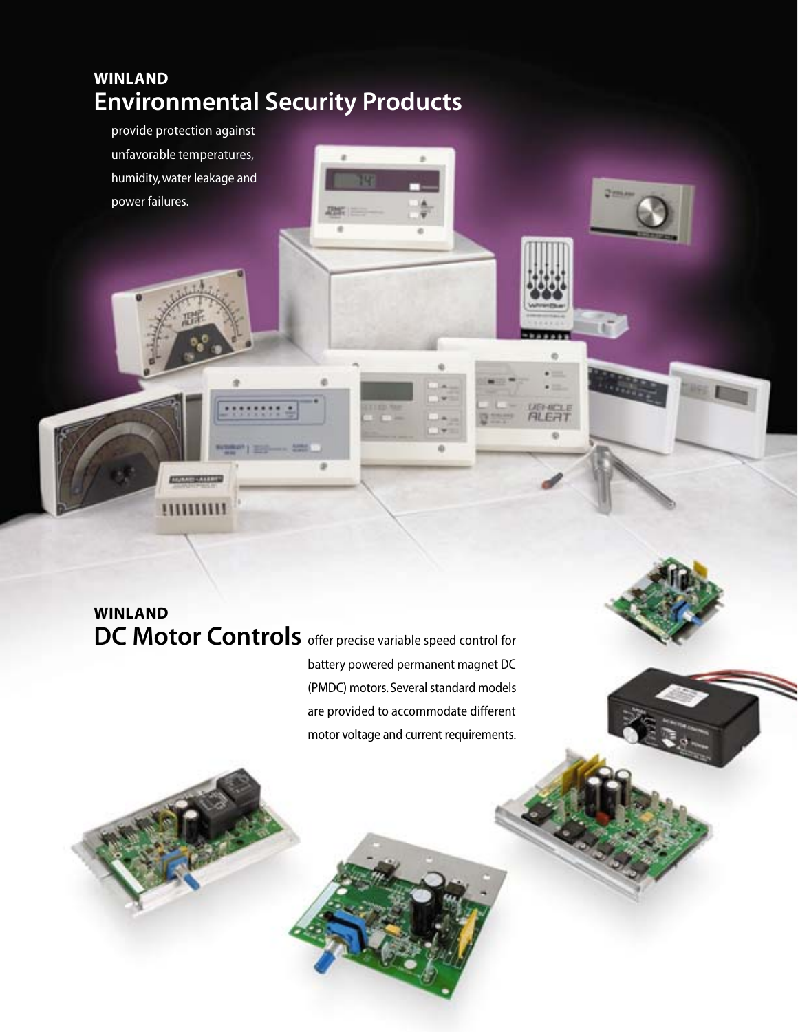## WINLAND
# Environmental Security Products

provide protection against unfavorable temperatures, humidity, water leakage and power failures.

## WINLAND
# DC Motor Controls

offer precise variable speed control for battery powered permanent magnet DC (PMDC) motors. Several standard models are provided to accommodate different motor voltage and current requirements.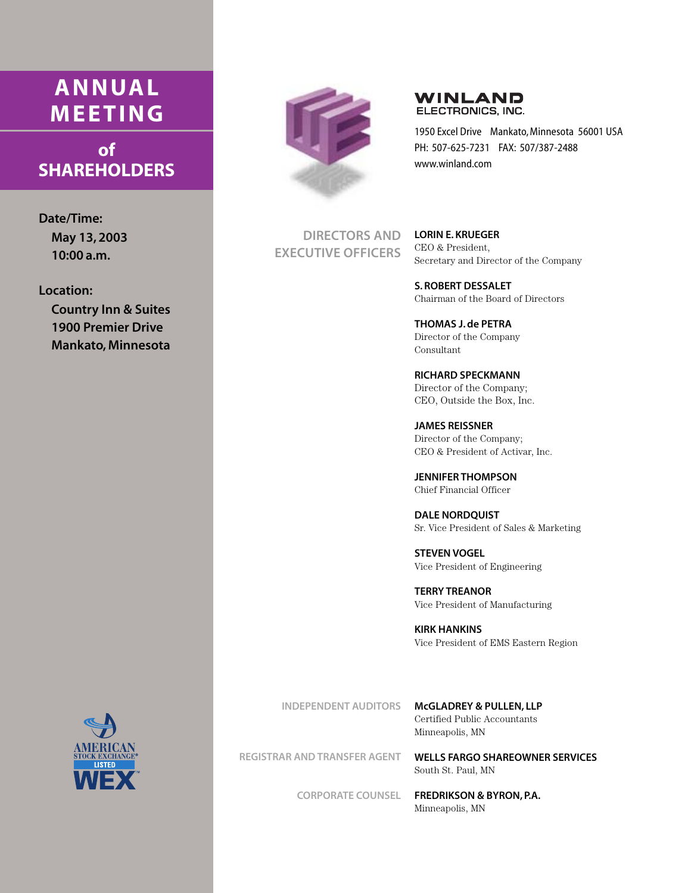# ANNUAL MEETING

## of SHAREHOLDERS

**Date/Time:**
**May 13, 2003**
**10:00 a.m.**

**Location:**
**Country Inn & Suites**
**1900 Premier Drive**
**Mankato, Minnesota**

**WINLAND**
ELECTRONICS, INC.

1950 Excel Drive Mankato, Minnesota 56001 USA
PH: 507-625-7231 FAX: 507/387-2488
www.winland.com

## DIRECTORS AND EXECUTIVE OFFICERS

**LORIN E. KRUEGER**
CEO & President,
Secretary and Director of the Company

**S. ROBERT DESSALET**
Chairman of the Board of Directors

**THOMAS J. de PETRA**
Director of the Company
Consultant

**RICHARD SPECKMANN**
Director of the Company;
CEO, Outside the Box, Inc.

**JAMES REISSNER**
Director of the Company;
CEO & President of Activar, Inc.

**JENNIFER THOMPSON**
Chief Financial Officer

**DALE NORDQUIST**
Sr. Vice President of Sales & Marketing

**STEVEN VOGEL**
Vice President of Engineering

**TERRY TREANOR**
Vice President of Manufacturing

**KIRK HANKINS**
Vice President of EMS Eastern Region

## INDEPENDENT AUDITORS

**McGLADREY & PULLEN, LLP**
Certified Public Accountants
Minneapolis, MN

## REGISTRAR AND TRANSFER AGENT

**WELLS FARGO SHAREOWNER SERVICES**
South St. Paul, MN

## CORPORATE COUNSEL

**FREDRIKSON & BYRON, P.A.**
Minneapolis, MN

AMERICAN STOCK EXCHANGE® LISTED WEX™